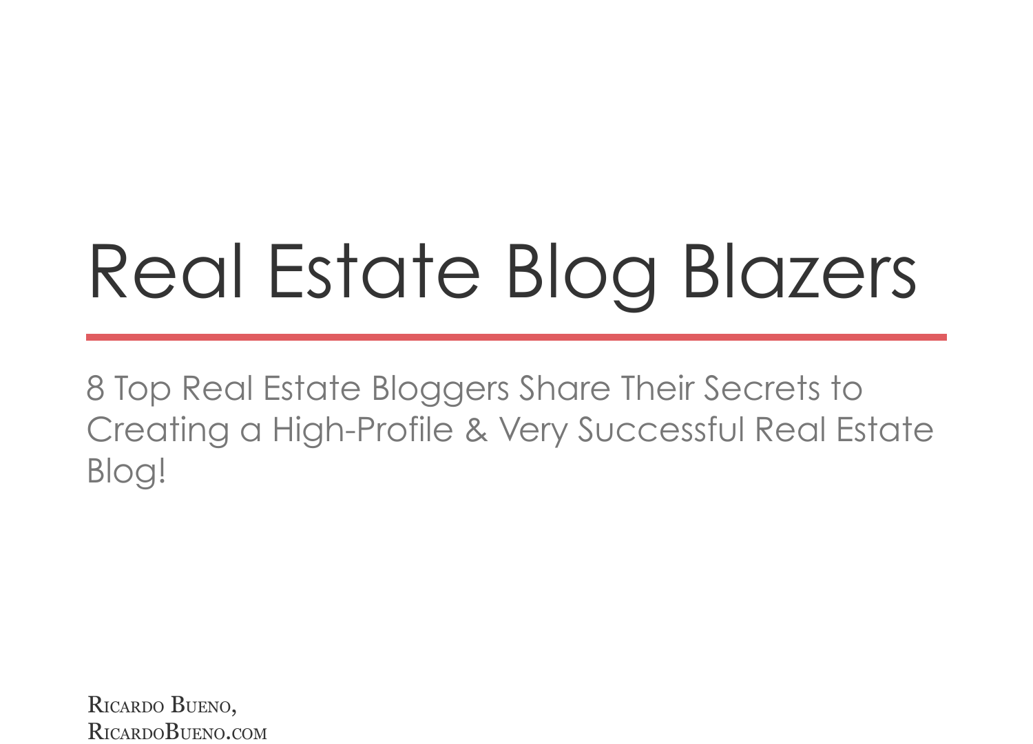# Real Estate Blog Blazers

8 Top Real Estate Bloggers Share Their Secrets to Creating a High-Profile & Very Successful Real Estate Blog!

Ricardo Bueno,
RicardoBueno.com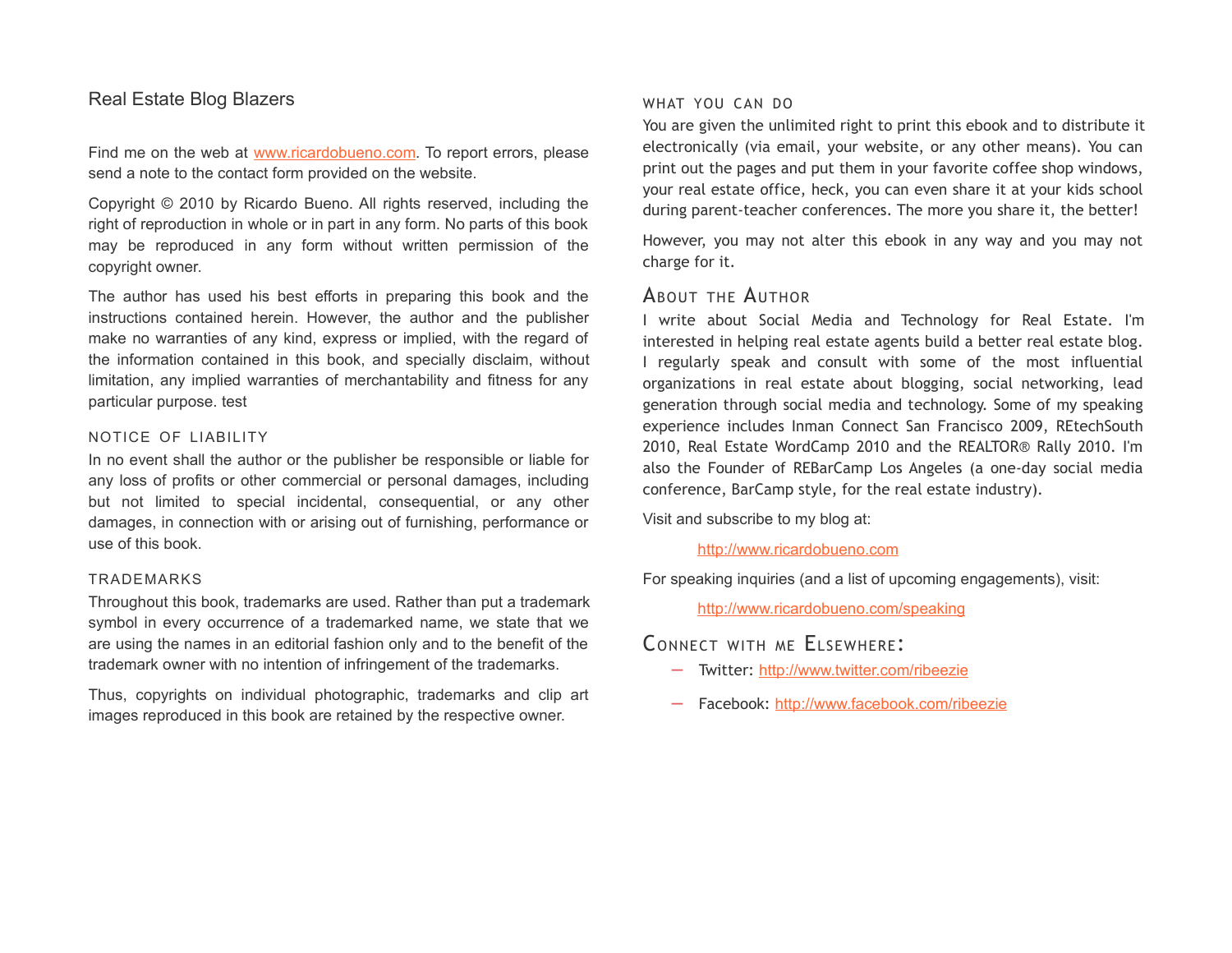Real Estate Blog Blazers

Find me on the web at www.ricardobueno.com. To report errors, please send a note to the contact form provided on the website.

Copyright © 2010 by Ricardo Bueno. All rights reserved, including the right of reproduction in whole or in part in any form. No parts of this book may be reproduced in any form without written permission of the copyright owner.

The author has used his best efforts in preparing this book and the instructions contained herein. However, the author and the publisher make no warranties of any kind, express or implied, with the regard of the information contained in this book, and specially disclaim, without limitation, any implied warranties of merchantability and fitness for any particular purpose. test

### NOTICE OF LIABILITY

In no event shall the author or the publisher be responsible or liable for any loss of profits or other commercial or personal damages, including but not limited to special incidental, consequential, or any other damages, in connection with or arising out of furnishing, performance or use of this book.

### TRADEMARKS

Throughout this book, trademarks are used. Rather than put a trademark symbol in every occurrence of a trademarked name, we state that we are using the names in an editorial fashion only and to the benefit of the trademark owner with no intention of infringement of the trademarks.

Thus, copyrights on individual photographic, trademarks and clip art images reproduced in this book are retained by the respective owner.

### WHAT YOU CAN DO

You are given the unlimited right to print this ebook and to distribute it electronically (via email, your website, or any other means). You can print out the pages and put them in your favorite coffee shop windows, your real estate office, heck, you can even share it at your kids school during parent-teacher conferences. The more you share it, the better!

However, you may not alter this ebook in any way and you may not charge for it.

## About the Author

I write about Social Media and Technology for Real Estate. I'm interested in helping real estate agents build a better real estate blog. I regularly speak and consult with some of the most influential organizations in real estate about blogging, social networking, lead generation through social media and technology. Some of my speaking experience includes Inman Connect San Francisco 2009, REtechSouth 2010, Real Estate WordCamp 2010 and the REALTOR® Rally 2010. I'm also the Founder of REBarCamp Los Angeles (a one-day social media conference, BarCamp style, for the real estate industry).

Visit and subscribe to my blog at:

http://www.ricardobueno.com

For speaking inquiries (and a list of upcoming engagements), visit:

http://www.ricardobueno.com/speaking

## Connect with me Elsewhere:

- Twitter: http://www.twitter.com/ribeezie
- Facebook: http://www.facebook.com/ribeezie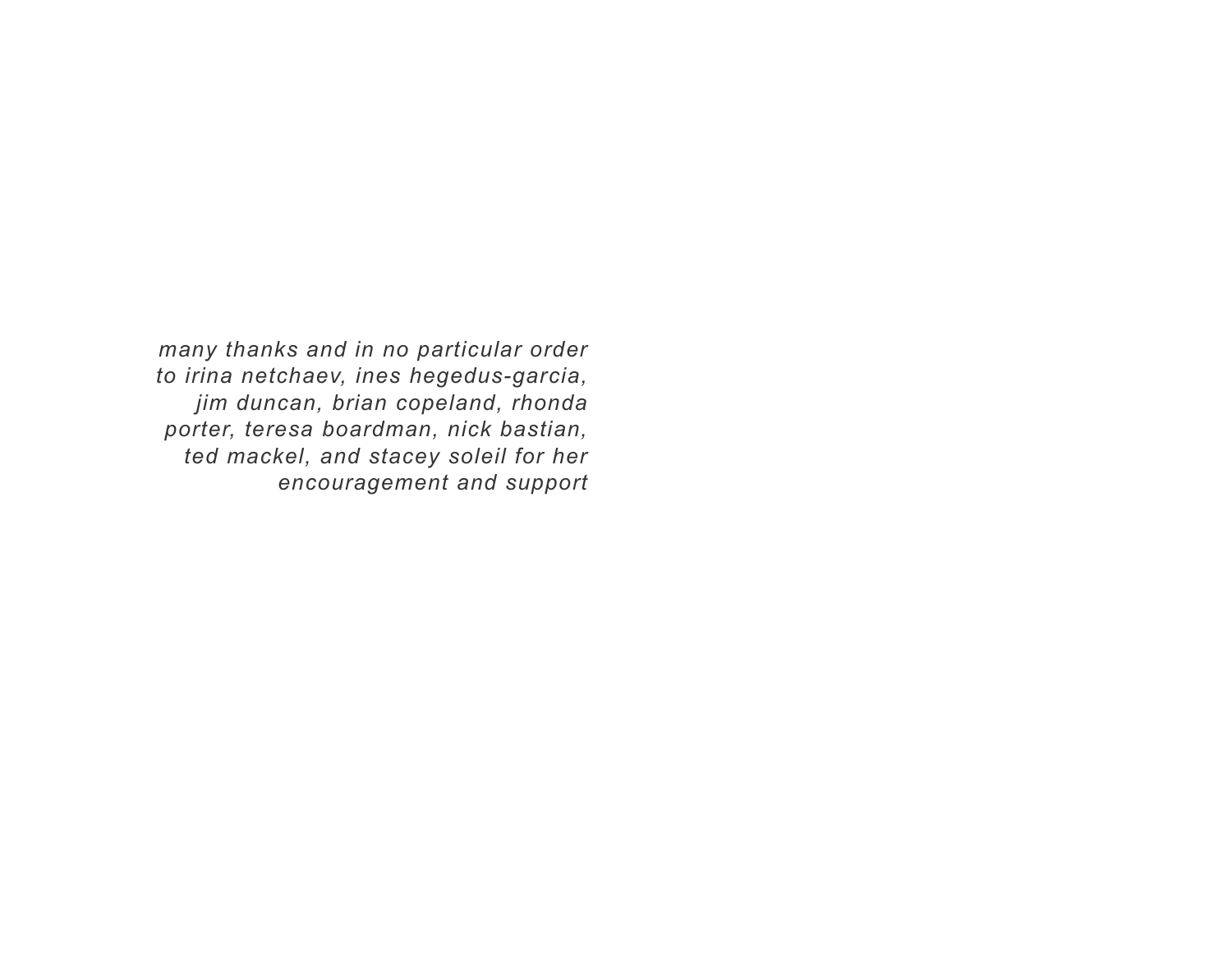*many thanks and in no particular order to irina netchaev, ines hegedus-garcia, jim duncan, brian copeland, rhonda porter, teresa boardman, nick bastian, ted mackel, and stacey soleil for her encouragement and support*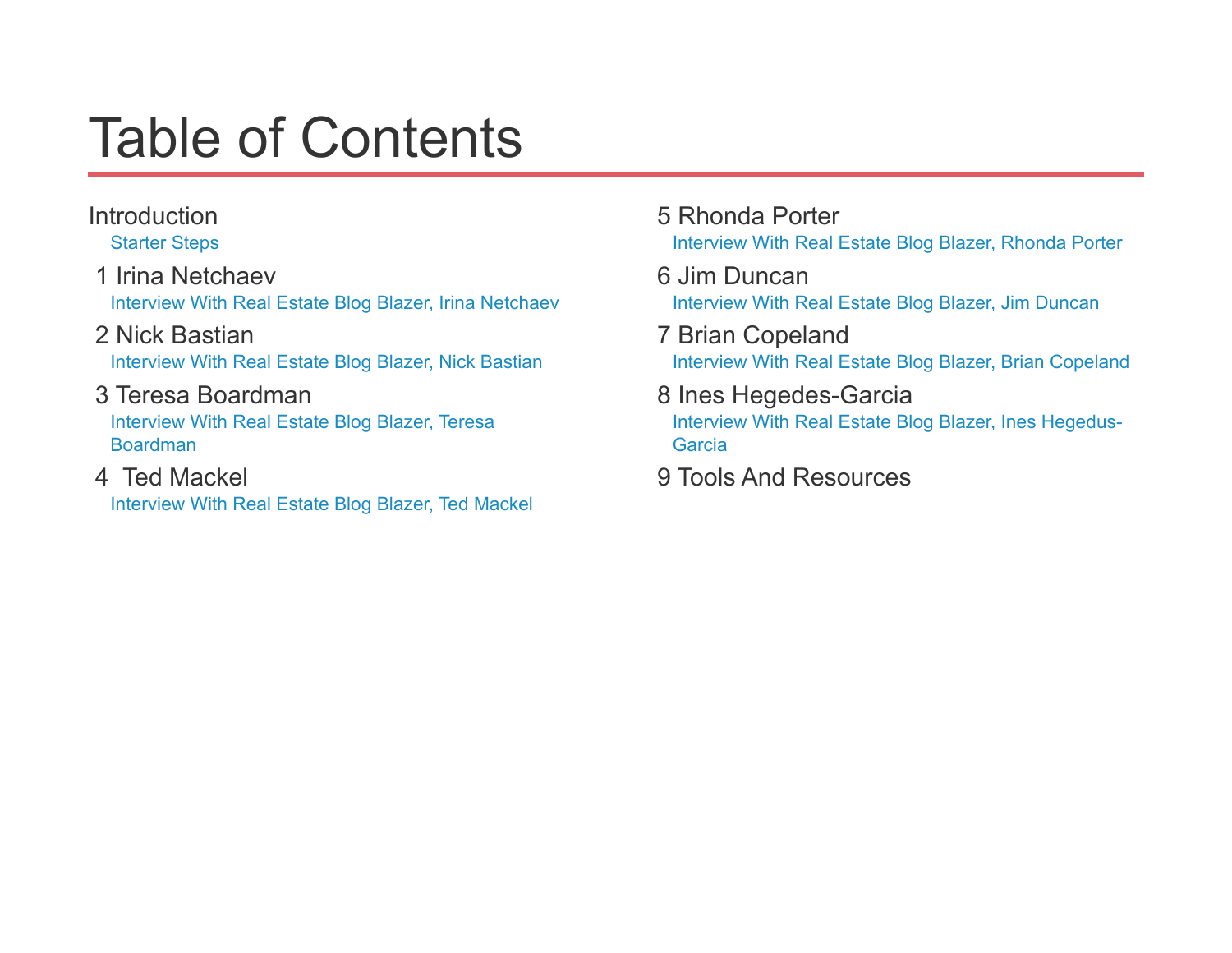# Table of Contents

Introduction
- Starter Steps

1 Irina Netchaev
- Interview With Real Estate Blog Blazer, Irina Netchaev

2 Nick Bastian
- Interview With Real Estate Blog Blazer, Nick Bastian

3 Teresa Boardman
- Interview With Real Estate Blog Blazer, Teresa Boardman

4 Ted Mackel
- Interview With Real Estate Blog Blazer, Ted Mackel

5 Rhonda Porter
- Interview With Real Estate Blog Blazer, Rhonda Porter

6 Jim Duncan
- Interview With Real Estate Blog Blazer, Jim Duncan

7 Brian Copeland
- Interview With Real Estate Blog Blazer, Brian Copeland

8 Ines Hegedes-Garcia
- Interview With Real Estate Blog Blazer, Ines Hegedus-Garcia

9 Tools And Resources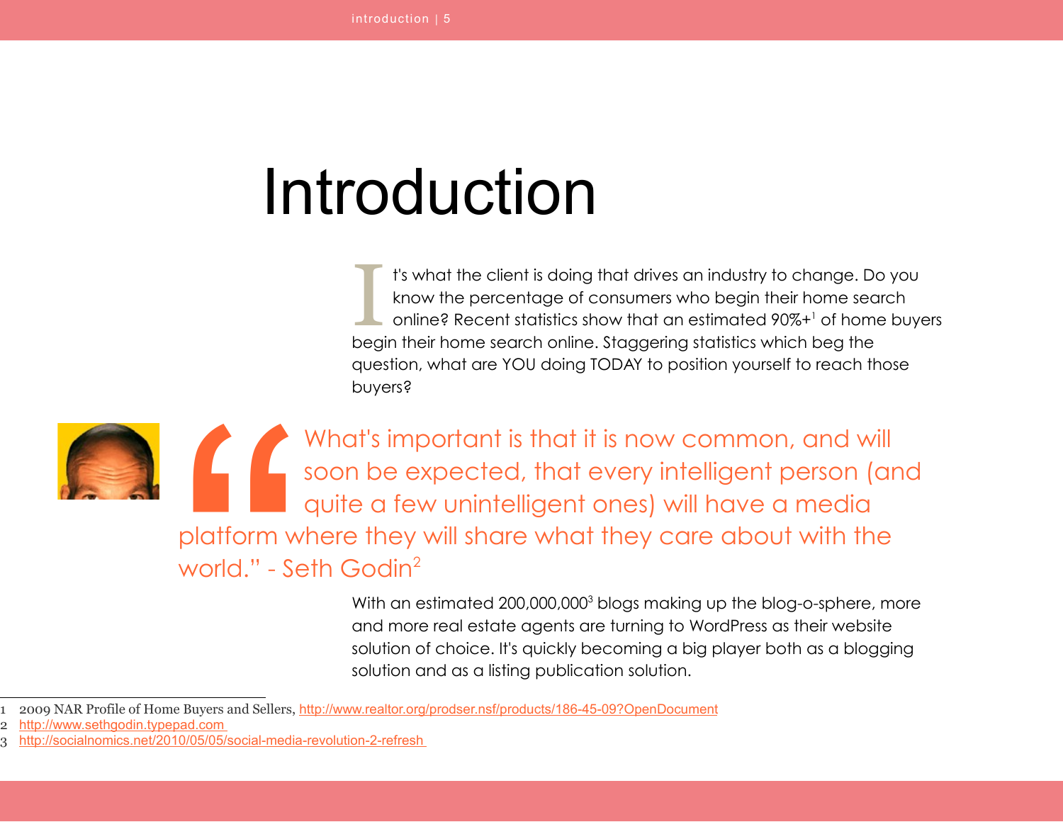# Introduction

It's what the client is doing that drives an industry to change. Do you know the percentage of consumers who begin their home search online? Recent statistics show that an estimated 90%+[1] of home buyers begin their home search online. Staggering statistics which beg the question, what are YOU doing TODAY to position yourself to reach those buyers?

> "What's important is that it is now common, and will soon be expected, that every intelligent person (and quite a few unintelligent ones) will have a media platform where they will share what they care about with the world." - Seth Godin[2]

With an estimated 200,000,000[3] blogs making up the blog-o-sphere, more and more real estate agents are turning to WordPress as their website solution of choice. It's quickly becoming a big player both as a blogging solution and as a listing publication solution.

---

1 2009 NAR Profile of Home Buyers and Sellers, http://www.realtor.org/prodser.nsf/products/186-45-09?OpenDocument

2 http://www.sethgodin.typepad.com

3 http://socialnomics.net/2010/05/05/social-media-revolution-2-refresh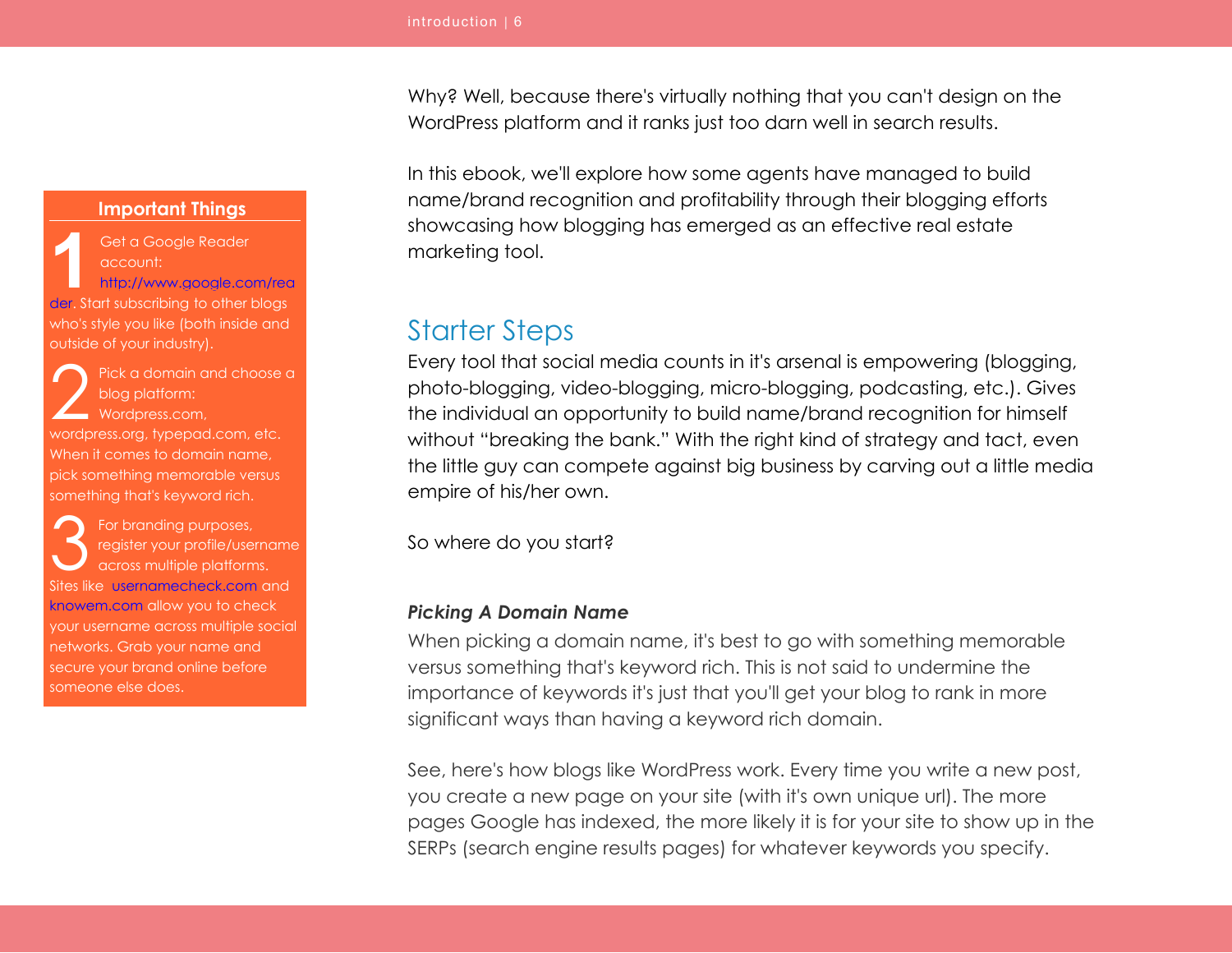Why? Well, because there's virtually nothing that you can't design on the WordPress platform and it ranks just too darn well in search results.

In this ebook, we'll explore how some agents have managed to build name/brand recognition and profitability through their blogging efforts showcasing how blogging has emerged as an effective real estate marketing tool.

## Starter Steps

Every tool that social media counts in it's arsenal is empowering (blogging, photo-blogging, video-blogging, micro-blogging, podcasting, etc.). Gives the individual an opportunity to build name/brand recognition for himself without "breaking the bank." With the right kind of strategy and tact, even the little guy can compete against big business by carving out a little media empire of his/her own.

So where do you start?

### *Picking A Domain Name*

When picking a domain name, it's best to go with something memorable versus something that's keyword rich. This is not said to undermine the importance of keywords it's just that you'll get your blog to rank in more significant ways than having a keyword rich domain.

See, here's how blogs like WordPress work. Every time you write a new post, you create a new page on your site (with it's own unique url). The more pages Google has indexed, the more likely it is for your site to show up in the SERPs (search engine results pages) for whatever keywords you specify.

**Important Things**

1. Get a Google Reader account: http://www.google.com/reader. Start subscribing to other blogs who's style you like (both inside and outside of your industry).

2. Pick a domain and choose a blog platform: Wordpress.com, wordpress.org, typepad.com, etc. When it comes to domain name, pick something memorable versus something that's keyword rich.

3. For branding purposes, register your profile/username across multiple platforms. Sites like usernamecheck.com and knowem.com allow you to check your username across multiple social networks. Grab your name and secure your brand online before someone else does.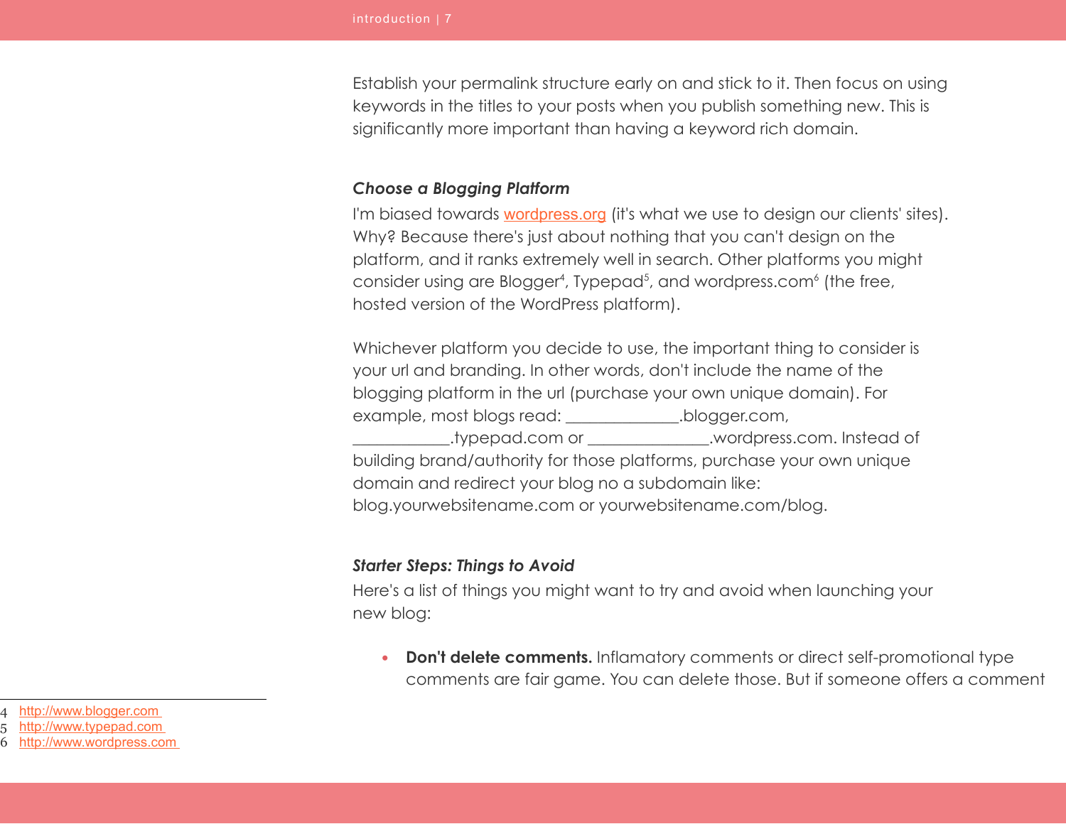Establish your permalink structure early on and stick to it. Then focus on using keywords in the titles to your posts when you publish something new. This is significantly more important than having a keyword rich domain.

***Choose a Blogging Platform***

I'm biased towards wordpress.org (it's what we use to design our clients' sites). Why? Because there's just about nothing that you can't design on the platform, and it ranks extremely well in search. Other platforms you might consider using are Blogger[4], Typepad[5], and wordpress.com[6] (the free, hosted version of the WordPress platform).

Whichever platform you decide to use, the important thing to consider is your url and branding. In other words, don't include the name of the blogging platform in the url (purchase your own unique domain). For example, most blogs read: _____________.blogger.com, ___________.typepad.com or ______________.wordpress.com. Instead of building brand/authority for those platforms, purchase your own unique domain and redirect your blog no a subdomain like: blog.yourwebsitename.com or yourwebsitename.com/blog.

***Starter Steps: Things to Avoid***

Here's a list of things you might want to try and avoid when launching your new blog:

- **Don't delete comments.** Inflamatory comments or direct self-promotional type comments are fair game. You can delete those. But if someone offers a comment

---

4 http://www.blogger.com
5 http://www.typepad.com
6 http://www.wordpress.com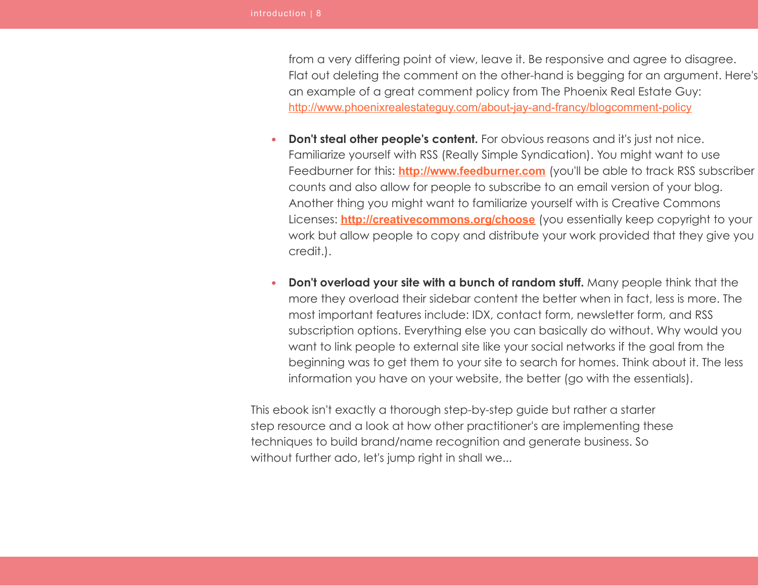from a very differing point of view, leave it. Be responsive and agree to disagree. Flat out deleting the comment on the other-hand is begging for an argument. Here's an example of a great comment policy from The Phoenix Real Estate Guy: http://www.phoenixrealestateguy.com/about-jay-and-francy/blogcomment-policy

- **Don't steal other people's content.** For obvious reasons and it's just not nice. Familiarize yourself with RSS (Really Simple Syndication). You might want to use Feedburner for this: **http://www.feedburner.com** (you'll be able to track RSS subscriber counts and also allow for people to subscribe to an email version of your blog. Another thing you might want to familiarize yourself with is Creative Commons Licenses: **http://creativecommons.org/choose** (you essentially keep copyright to your work but allow people to copy and distribute your work provided that they give you credit.).

- **Don't overload your site with a bunch of random stuff.** Many people think that the more they overload their sidebar content the better when in fact, less is more. The most important features include: IDX, contact form, newsletter form, and RSS subscription options. Everything else you can basically do without. Why would you want to link people to external site like your social networks if the goal from the beginning was to get them to your site to search for homes. Think about it. The less information you have on your website, the better (go with the essentials).

This ebook isn't exactly a thorough step-by-step guide but rather a starter step resource and a look at how other practitioner's are implementing these techniques to build brand/name recognition and generate business. So without further ado, let's jump right in shall we...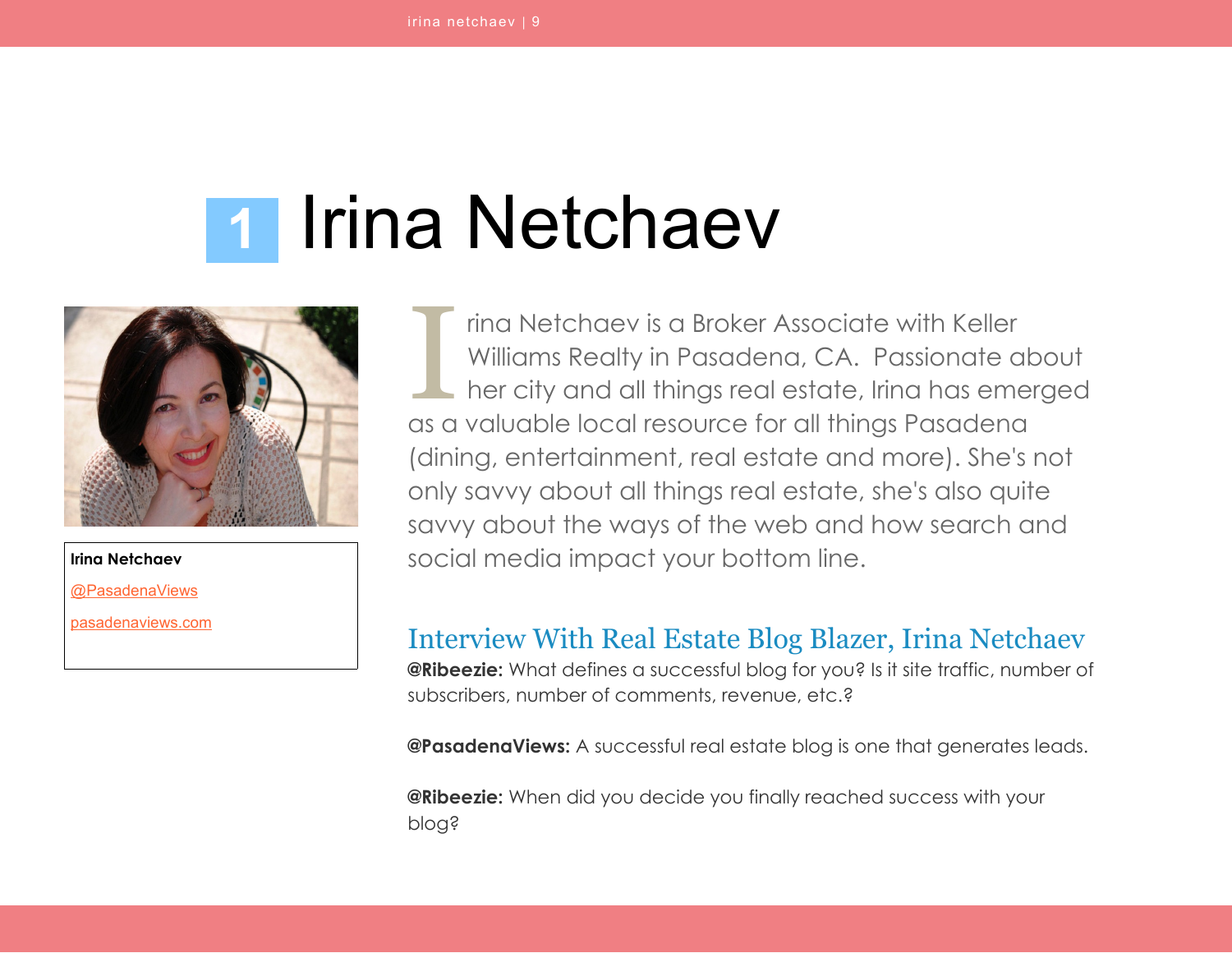# 1 Irina Netchaev

**Irina Netchaev**

@PasadenaViews

pasadenaviews.com

Irina Netchaev is a Broker Associate with Keller Williams Realty in Pasadena, CA. Passionate about her city and all things real estate, Irina has emerged as a valuable local resource for all things Pasadena (dining, entertainment, real estate and more). She's not only savvy about all things real estate, she's also quite savvy about the ways of the web and how search and social media impact your bottom line.

## Interview With Real Estate Blog Blazer, Irina Netchaev

**@Ribeezie:** What defines a successful blog for you? Is it site traffic, number of subscribers, number of comments, revenue, etc.?

**@PasadenaViews:** A successful real estate blog is one that generates leads.

**@Ribeezie:** When did you decide you finally reached success with your blog?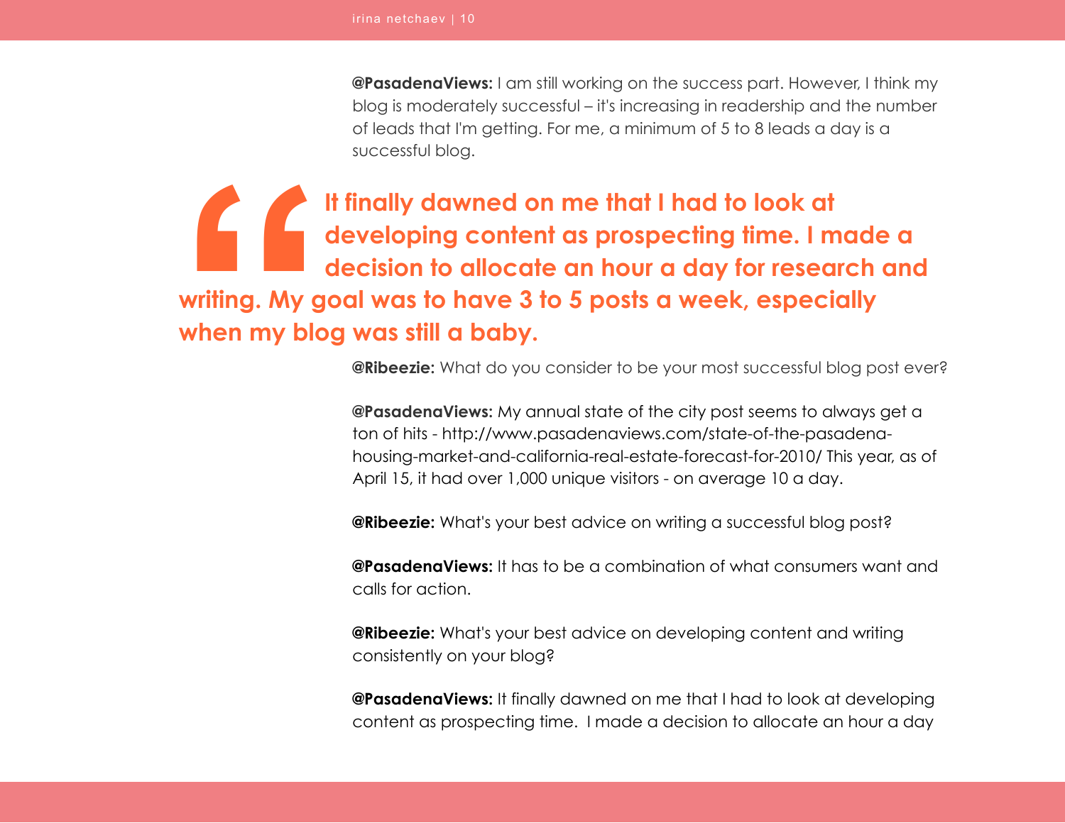**@PasadenaViews:** I am still working on the success part. However, I think my blog is moderately successful – it's increasing in readership and the number of leads that I'm getting. For me, a minimum of 5 to 8 leads a day is a successful blog.

> **It finally dawned on me that I had to look at developing content as prospecting time. I made a decision to allocate an hour a day for research and writing. My goal was to have 3 to 5 posts a week, especially when my blog was still a baby.**

**@Ribeezie:** What do you consider to be your most successful blog post ever?

**@PasadenaViews:** My annual state of the city post seems to always get a ton of hits - http://www.pasadenaviews.com/state-of-the-pasadena-housing-market-and-california-real-estate-forecast-for-2010/ This year, as of April 15, it had over 1,000 unique visitors - on average 10 a day.

**@Ribeezie:** What's your best advice on writing a successful blog post?

**@PasadenaViews:** It has to be a combination of what consumers want and calls for action.

**@Ribeezie:** What's your best advice on developing content and writing consistently on your blog?

**@PasadenaViews:** It finally dawned on me that I had to look at developing content as prospecting time. I made a decision to allocate an hour a day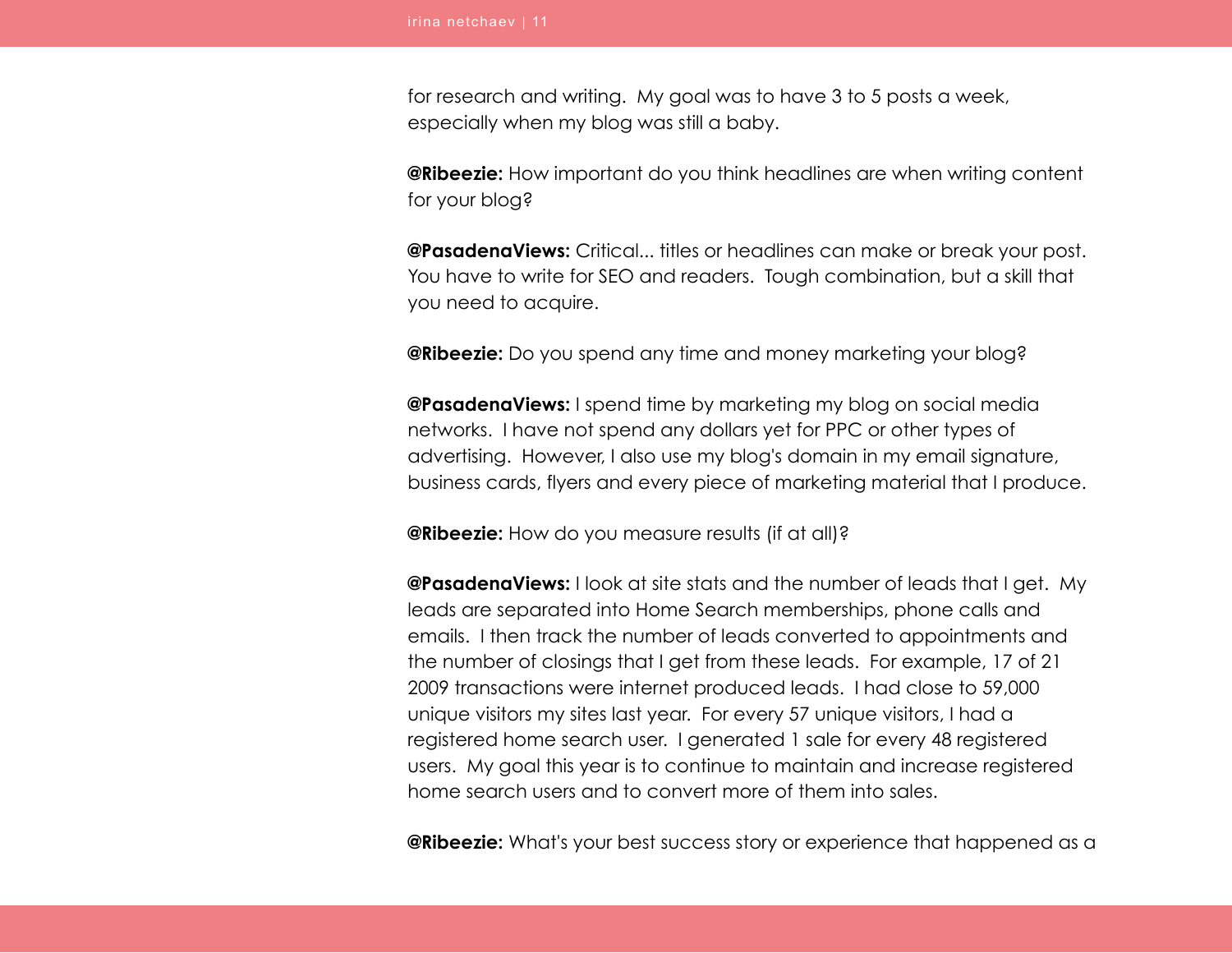for research and writing.  My goal was to have 3 to 5 posts a week, especially when my blog was still a baby.

**@Ribeezie:** How important do you think headlines are when writing content for your blog?

**@PasadenaViews:** Critical... titles or headlines can make or break your post. You have to write for SEO and readers.  Tough combination, but a skill that you need to acquire.

**@Ribeezie:** Do you spend any time and money marketing your blog?

**@PasadenaViews:** I spend time by marketing my blog on social media networks.  I have not spend any dollars yet for PPC or other types of advertising.  However, I also use my blog's domain in my email signature, business cards, flyers and every piece of marketing material that I produce.

**@Ribeezie:** How do you measure results (if at all)?

**@PasadenaViews:** I look at site stats and the number of leads that I get.  My leads are separated into Home Search memberships, phone calls and emails.  I then track the number of leads converted to appointments and the number of closings that I get from these leads.  For example, 17 of 21 2009 transactions were internet produced leads.  I had close to 59,000 unique visitors my sites last year.  For every 57 unique visitors, I had a registered home search user.  I generated 1 sale for every 48 registered users.  My goal this year is to continue to maintain and increase registered home search users and to convert more of them into sales.

**@Ribeezie:** What's your best success story or experience that happened as a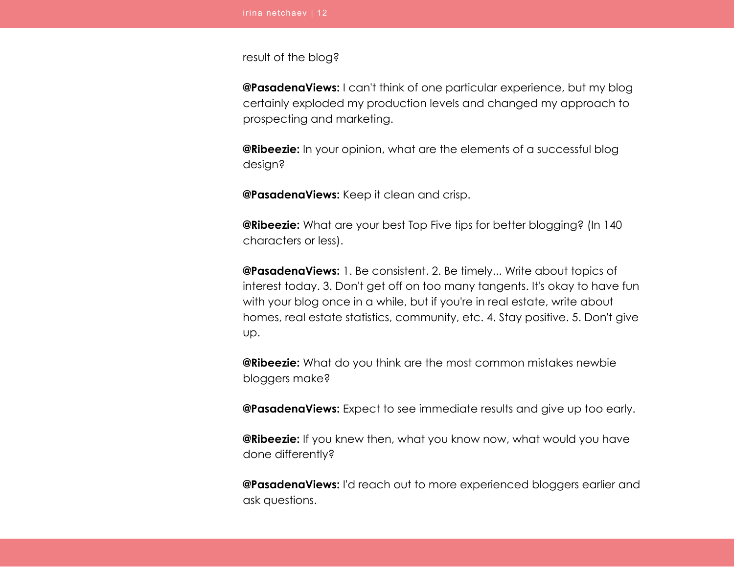result of the blog?

**@PasadenaViews:** I can't think of one particular experience, but my blog certainly exploded my production levels and changed my approach to prospecting and marketing.

**@Ribeezie:** In your opinion, what are the elements of a successful blog design?

**@PasadenaViews:** Keep it clean and crisp.

**@Ribeezie:** What are your best Top Five tips for better blogging? (In 140 characters or less).

**@PasadenaViews:** 1. Be consistent. 2. Be timely... Write about topics of interest today. 3. Don't get off on too many tangents. It's okay to have fun with your blog once in a while, but if you're in real estate, write about homes, real estate statistics, community, etc. 4. Stay positive. 5. Don't give up.

**@Ribeezie:** What do you think are the most common mistakes newbie bloggers make?

**@PasadenaViews:** Expect to see immediate results and give up too early.

**@Ribeezie:** If you knew then, what you know now, what would you have done differently?

**@PasadenaViews:** I'd reach out to more experienced bloggers earlier and ask questions.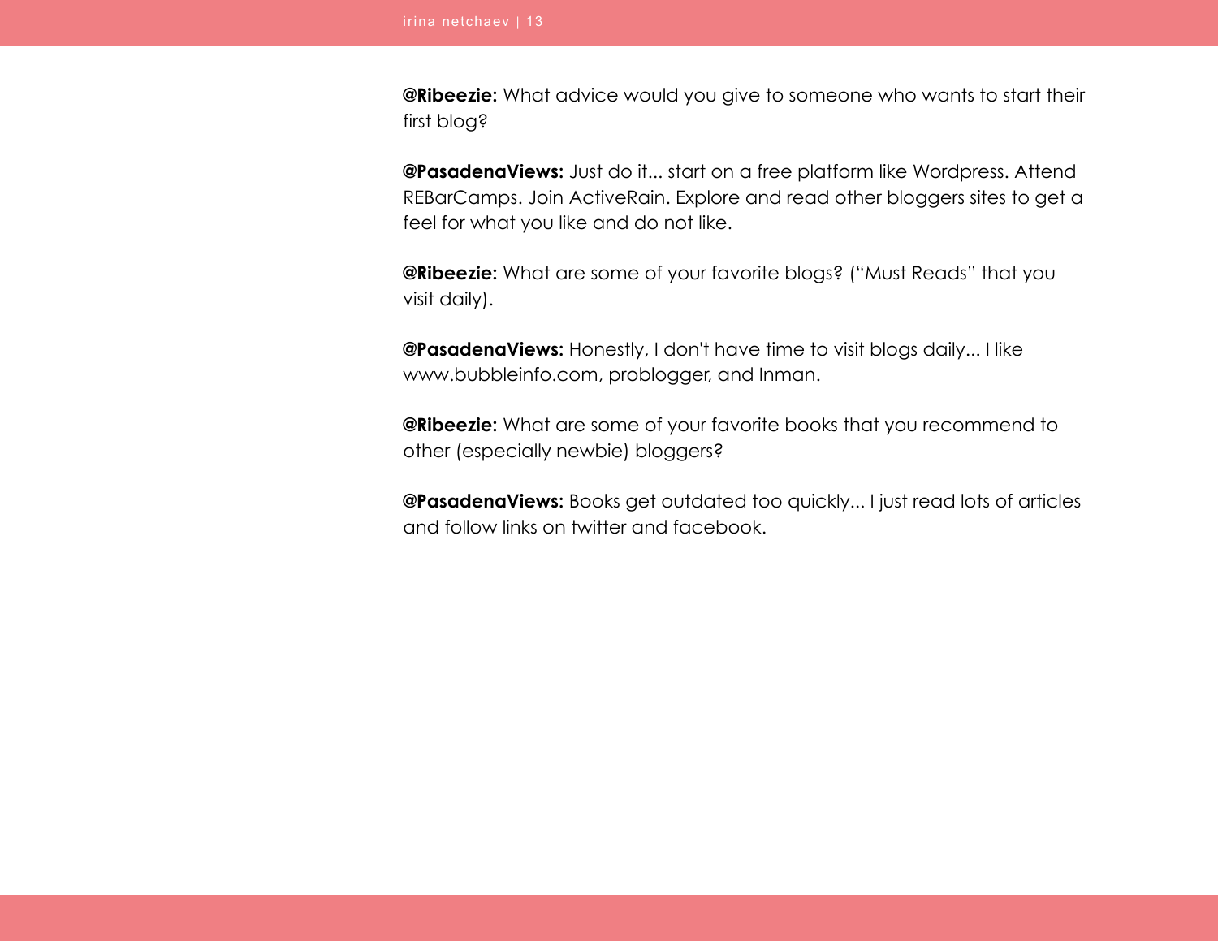**@Ribeezie:** What advice would you give to someone who wants to start their first blog?

**@PasadenaViews:** Just do it... start on a free platform like Wordpress. Attend REBarCamps. Join ActiveRain. Explore and read other bloggers sites to get a feel for what you like and do not like.

**@Ribeezie:** What are some of your favorite blogs? ("Must Reads" that you visit daily).

**@PasadenaViews:** Honestly, I don't have time to visit blogs daily... I like www.bubbleinfo.com, problogger, and Inman.

**@Ribeezie:** What are some of your favorite books that you recommend to other (especially newbie) bloggers?

**@PasadenaViews:** Books get outdated too quickly... I just read lots of articles and follow links on twitter and facebook.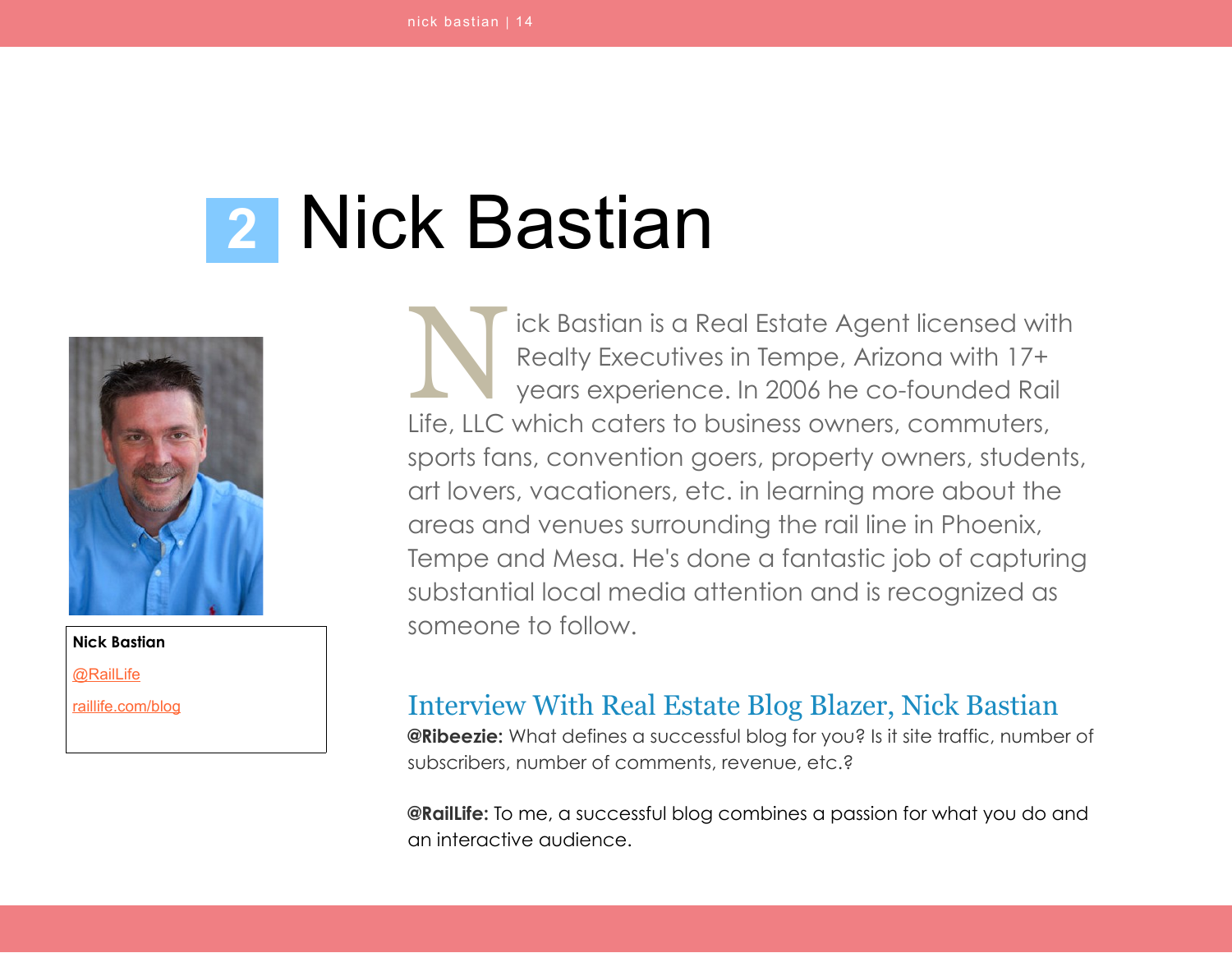# 2 Nick Bastian

**Nick Bastian**

@RailLife

raillife.com/blog

Nick Bastian is a Real Estate Agent licensed with Realty Executives in Tempe, Arizona with 17+ years experience. In 2006 he co-founded Rail Life, LLC which caters to business owners, commuters, sports fans, convention goers, property owners, students, art lovers, vacationers, etc. in learning more about the areas and venues surrounding the rail line in Phoenix, Tempe and Mesa. He's done a fantastic job of capturing substantial local media attention and is recognized as someone to follow.

## Interview With Real Estate Blog Blazer, Nick Bastian

**@Ribeezie:** What defines a successful blog for you? Is it site traffic, number of subscribers, number of comments, revenue, etc.?

**@RailLife:** To me, a successful blog combines a passion for what you do and an interactive audience.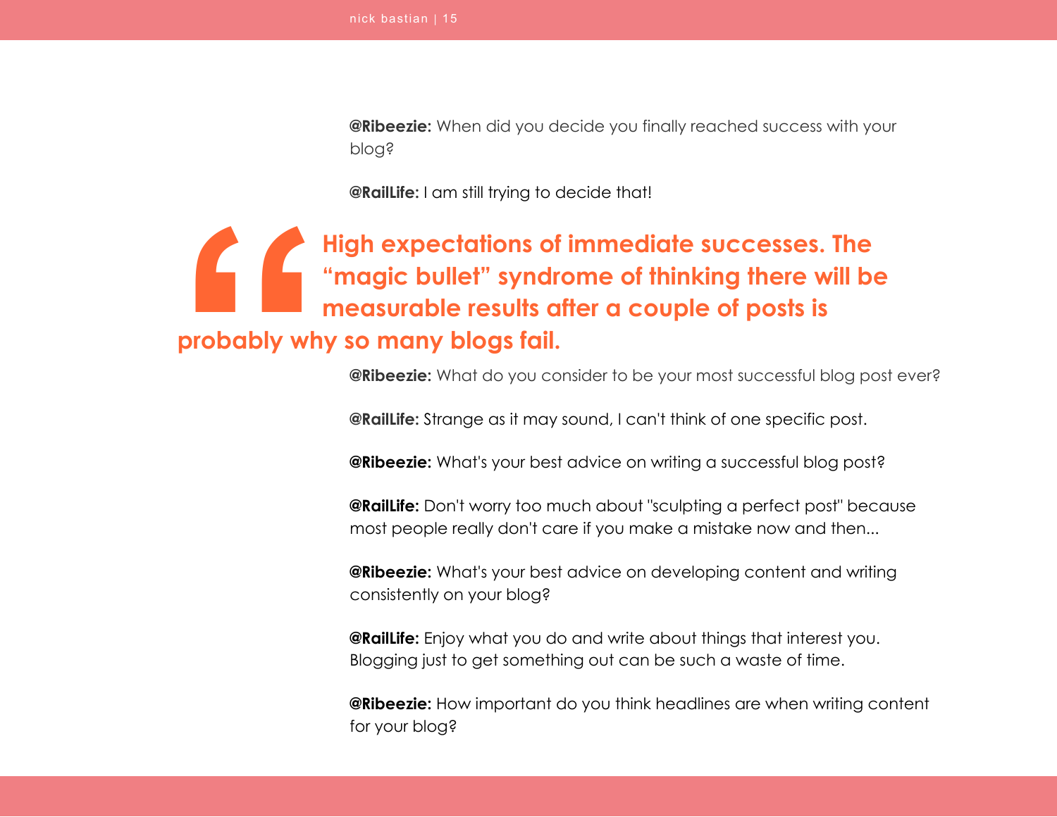**@Ribeezie:** When did you decide you finally reached success with your blog?

**@RailLife:** I am still trying to decide that!

> **High expectations of immediate successes. The "magic bullet" syndrome of thinking there will be measurable results after a couple of posts is probably why so many blogs fail.**

**@Ribeezie:** What do you consider to be your most successful blog post ever?

**@RailLife:** Strange as it may sound, I can't think of one specific post.

**@Ribeezie:** What's your best advice on writing a successful blog post?

**@RailLife:** Don't worry too much about "sculpting a perfect post" because most people really don't care if you make a mistake now and then...

**@Ribeezie:** What's your best advice on developing content and writing consistently on your blog?

**@RailLife:** Enjoy what you do and write about things that interest you. Blogging just to get something out can be such a waste of time.

**@Ribeezie:** How important do you think headlines are when writing content for your blog?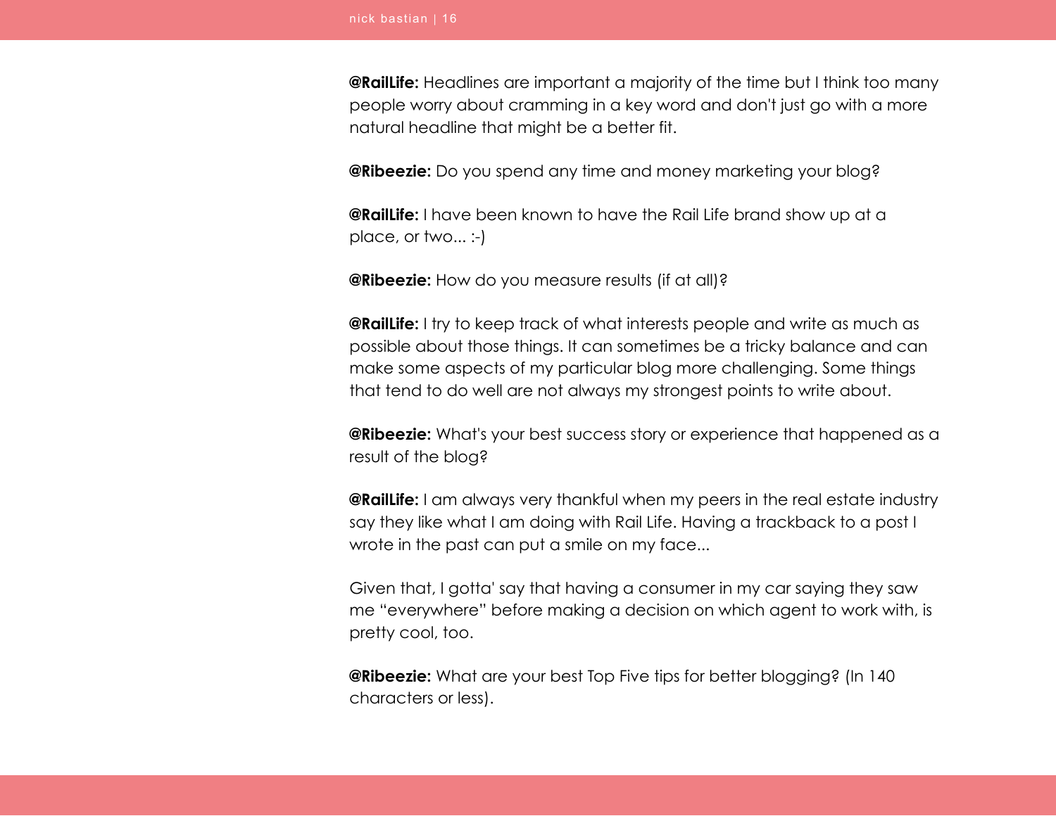**@RailLife:** Headlines are important a majority of the time but I think too many people worry about cramming in a key word and don't just go with a more natural headline that might be a better fit.

**@Ribeezie:** Do you spend any time and money marketing your blog?

**@RailLife:** I have been known to have the Rail Life brand show up at a place, or two... :-)

**@Ribeezie:** How do you measure results (if at all)?

**@RailLife:** I try to keep track of what interests people and write as much as possible about those things. It can sometimes be a tricky balance and can make some aspects of my particular blog more challenging. Some things that tend to do well are not always my strongest points to write about.

**@Ribeezie:** What's your best success story or experience that happened as a result of the blog?

**@RailLife:** I am always very thankful when my peers in the real estate industry say they like what I am doing with Rail Life. Having a trackback to a post I wrote in the past can put a smile on my face...

Given that, I gotta' say that having a consumer in my car saying they saw me "everywhere" before making a decision on which agent to work with, is pretty cool, too.

**@Ribeezie:** What are your best Top Five tips for better blogging? (In 140 characters or less).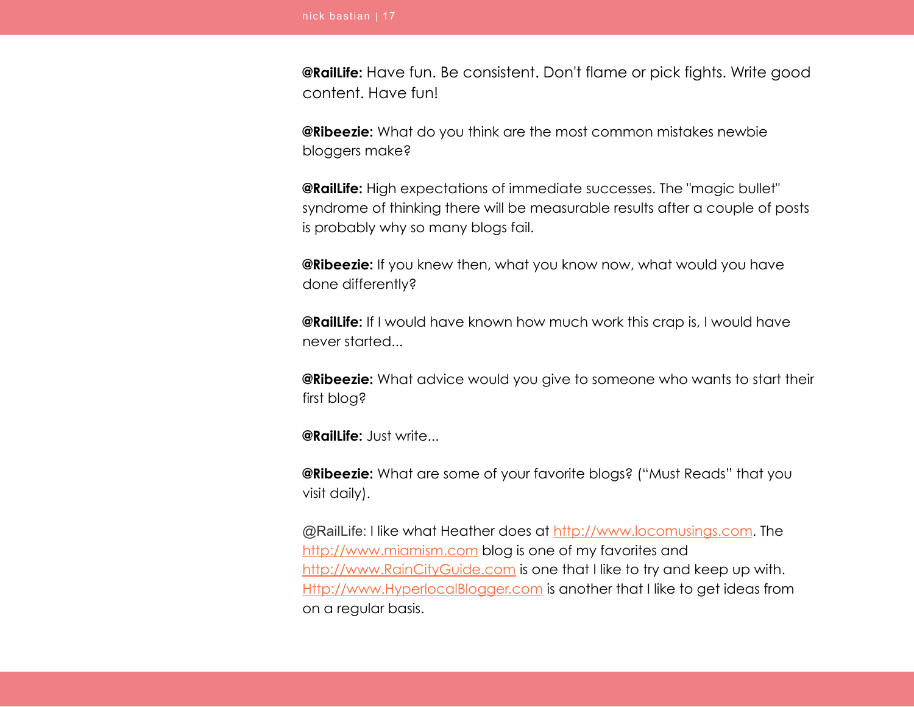**@RailLife:** Have fun. Be consistent. Don't flame or pick fights. Write good content. Have fun!

**@Ribeezie:** What do you think are the most common mistakes newbie bloggers make?

**@RailLife:** High expectations of immediate successes. The "magic bullet" syndrome of thinking there will be measurable results after a couple of posts is probably why so many blogs fail.

**@Ribeezie:** If you knew then, what you know now, what would you have done differently?

**@RailLife:** If I would have known how much work this crap is, I would have never started...

**@Ribeezie:** What advice would you give to someone who wants to start their first blog?

**@RailLife:** Just write...

**@Ribeezie:** What are some of your favorite blogs? ("Must Reads" that you visit daily).

@RailLife: I like what Heather does at [http://www.locomusings.com](http://www.locomusings.com). The [http://www.miamism.com](http://www.miamism.com) blog is one of my favorites and [http://www.RainCityGuide.com](http://www.RainCityGuide.com) is one that I like to try and keep up with. [Http://www.HyperlocalBlogger.com](Http://www.HyperlocalBlogger.com) is another that I like to get ideas from on a regular basis.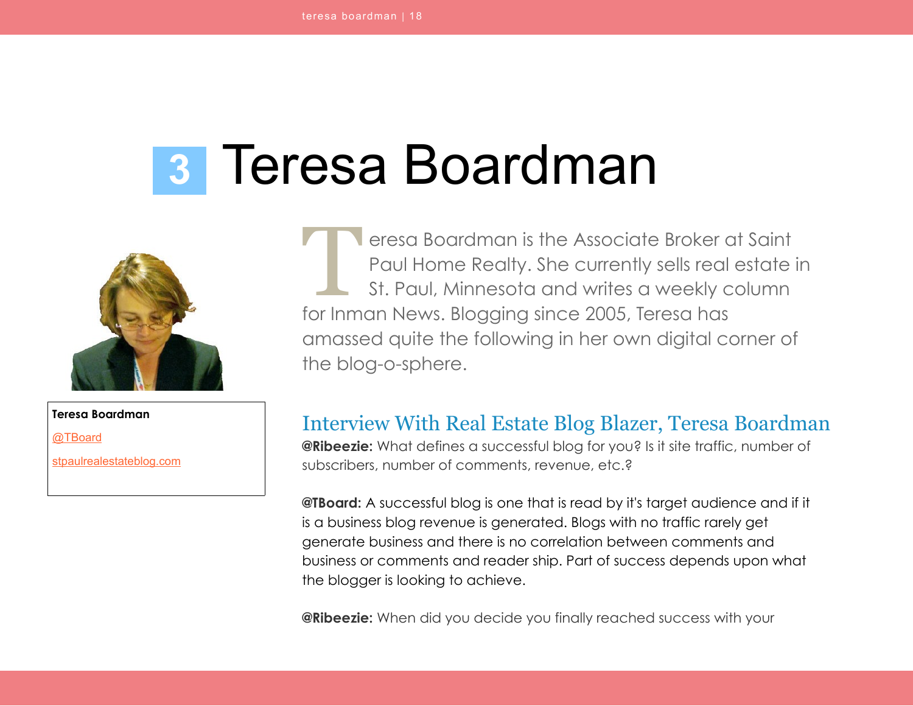# 3 Teresa Boardman

**Teresa Boardman**

@TBoard

stpaulrealestateblog.com

Teresa Boardman is the Associate Broker at Saint Paul Home Realty. She currently sells real estate in St. Paul, Minnesota and writes a weekly column for Inman News. Blogging since 2005, Teresa has amassed quite the following in her own digital corner of the blog-o-sphere.

## Interview With Real Estate Blog Blazer, Teresa Boardman

**@Ribeezie:** What defines a successful blog for you? Is it site traffic, number of subscribers, number of comments, revenue, etc.?

**@TBoard:** A successful blog is one that is read by it's target audience and if it is a business blog revenue is generated. Blogs with no traffic rarely get generate business and there is no correlation between comments and business or comments and reader ship. Part of success depends upon what the blogger is looking to achieve.

**@Ribeezie:** When did you decide you finally reached success with your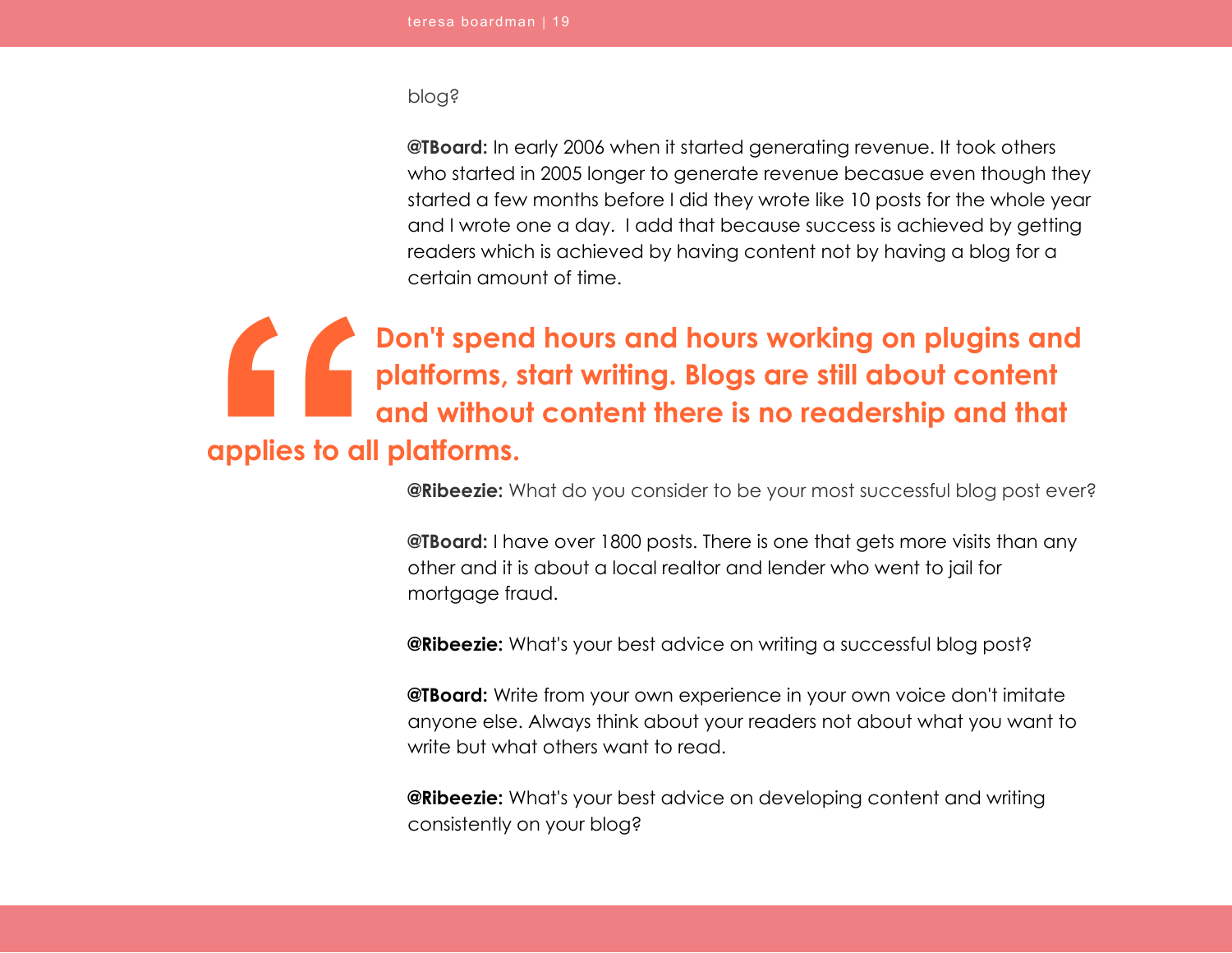blog?

**@TBoard:** In early 2006 when it started generating revenue. It took others who started in 2005 longer to generate revenue becasue even though they started a few months before I did they wrote like 10 posts for the whole year and I wrote one a day. I add that because success is achieved by getting readers which is achieved by having content not by having a blog for a certain amount of time.

> **Don't spend hours and hours working on plugins and platforms, start writing. Blogs are still about content and without content there is no readership and that applies to all platforms.**

**@Ribeezie:** What do you consider to be your most successful blog post ever?

**@TBoard:** I have over 1800 posts. There is one that gets more visits than any other and it is about a local realtor and lender who went to jail for mortgage fraud.

**@Ribeezie:** What's your best advice on writing a successful blog post?

**@TBoard:** Write from your own experience in your own voice don't imitate anyone else. Always think about your readers not about what you want to write but what others want to read.

**@Ribeezie:** What's your best advice on developing content and writing consistently on your blog?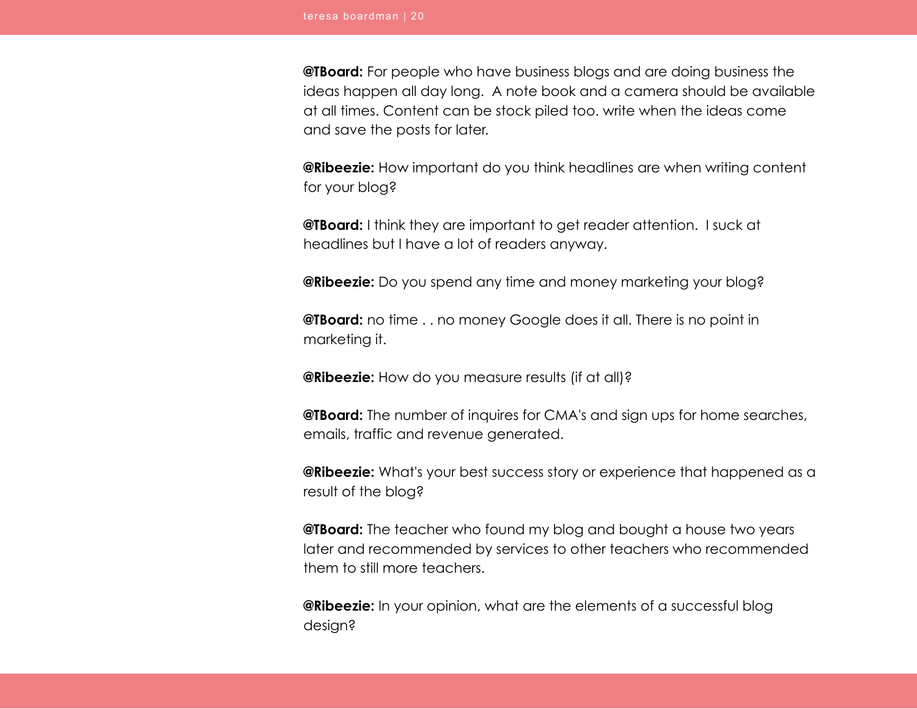**@TBoard:** For people who have business blogs and are doing business the ideas happen all day long.  A note book and a camera should be available at all times. Content can be stock piled too. write when the ideas come and save the posts for later.

**@Ribeezie:** How important do you think headlines are when writing content for your blog?

**@TBoard:** I think they are important to get reader attention.  I suck at headlines but I have a lot of readers anyway.

**@Ribeezie:** Do you spend any time and money marketing your blog?

**@TBoard:** no time . . no money Google does it all. There is no point in marketing it.

**@Ribeezie:** How do you measure results (if at all)?

**@TBoard:** The number of inquires for CMA's and sign ups for home searches, emails, traffic and revenue generated.

**@Ribeezie:** What's your best success story or experience that happened as a result of the blog?

**@TBoard:** The teacher who found my blog and bought a house two years later and recommended by services to other teachers who recommended them to still more teachers.

**@Ribeezie:** In your opinion, what are the elements of a successful blog design?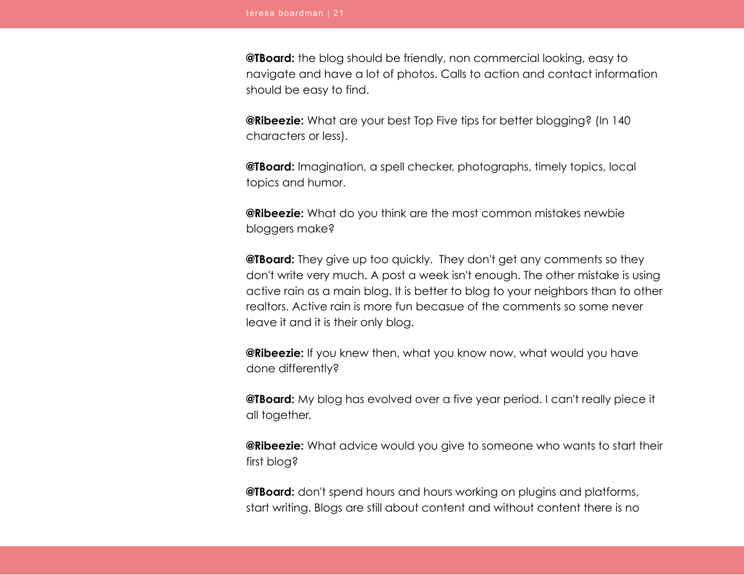**@TBoard:** the blog should be friendly, non commercial looking, easy to navigate and have a lot of photos. Calls to action and contact information should be easy to find.

**@Ribeezie:** What are your best Top Five tips for better blogging? (In 140 characters or less).

**@TBoard:** Imagination, a spell checker, photographs, timely topics, local topics and humor.

**@Ribeezie:** What do you think are the most common mistakes newbie bloggers make?

**@TBoard:** They give up too quickly.  They don't get any comments so they don't write very much. A post a week isn't enough. The other mistake is using active rain as a main blog. It is better to blog to your neighbors than to other realtors. Active rain is more fun becasue of the comments so some never leave it and it is their only blog.

**@Ribeezie:** If you knew then, what you know now, what would you have done differently?

**@TBoard:** My blog has evolved over a five year period. I can't really piece it all together.

**@Ribeezie:** What advice would you give to someone who wants to start their first blog?

**@TBoard:** don't spend hours and hours working on plugins and platforms, start writing. Blogs are still about content and without content there is no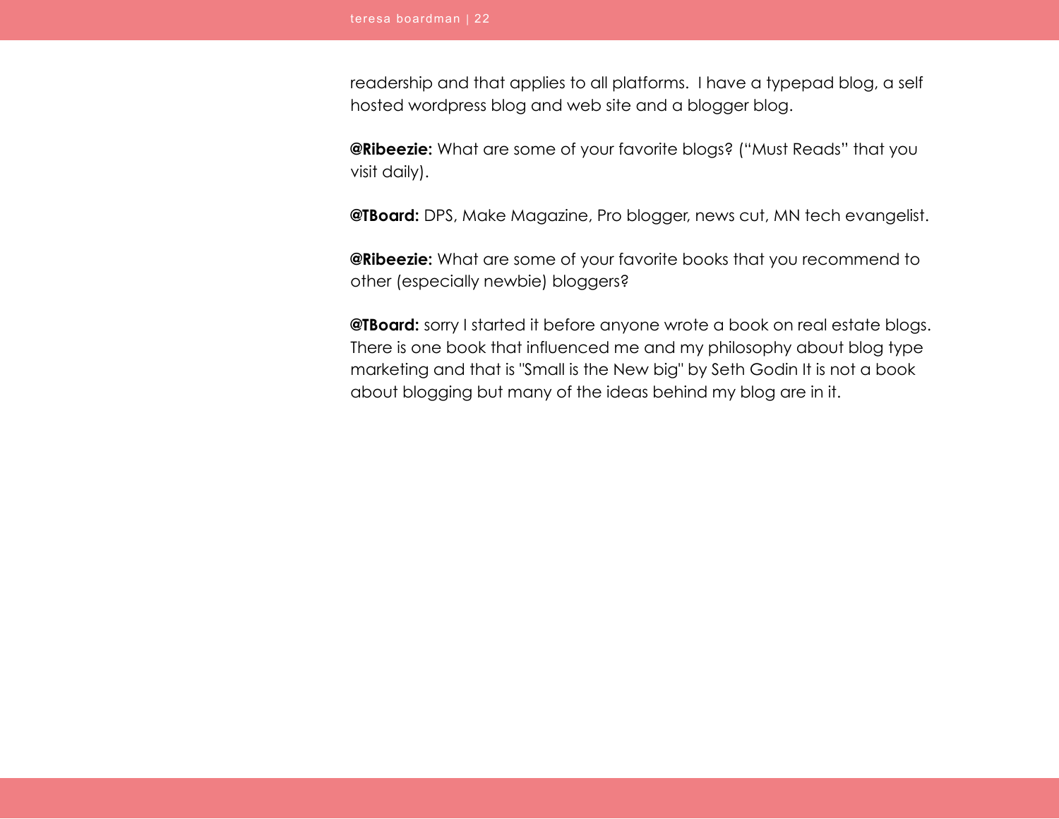readership and that applies to all platforms.  I have a typepad blog, a self hosted wordpress blog and web site and a blogger blog.

**@Ribeezie:** What are some of your favorite blogs? ("Must Reads" that you visit daily).

**@TBoard:** DPS, Make Magazine, Pro blogger, news cut, MN tech evangelist.

**@Ribeezie:** What are some of your favorite books that you recommend to other (especially newbie) bloggers?

**@TBoard:** sorry I started it before anyone wrote a book on real estate blogs. There is one book that influenced me and my philosophy about blog type marketing and that is "Small is the New big" by Seth Godin It is not a book about blogging but many of the ideas behind my blog are in it.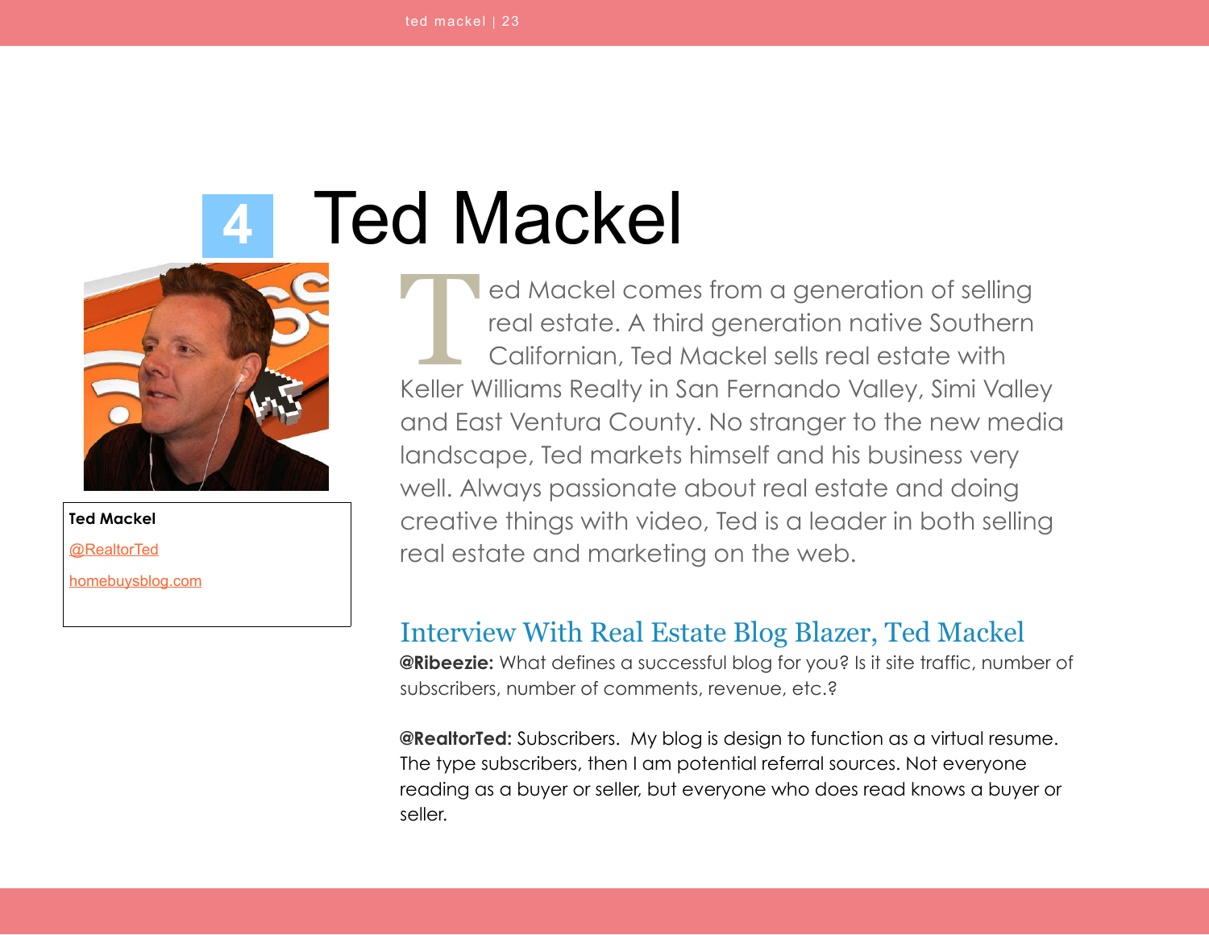# 4 Ted Mackel

**Ted Mackel**

@RealtorTed

homebuysblog.com

Ted Mackel comes from a generation of selling real estate. A third generation native Southern Californian, Ted Mackel sells real estate with Keller Williams Realty in San Fernando Valley, Simi Valley and East Ventura County. No stranger to the new media landscape, Ted markets himself and his business very well. Always passionate about real estate and doing creative things with video, Ted is a leader in both selling real estate and marketing on the web.

## Interview With Real Estate Blog Blazer, Ted Mackel

**@Ribeezie:** What defines a successful blog for you? Is it site traffic, number of subscribers, number of comments, revenue, etc.?

**@RealtorTed:** Subscribers. My blog is design to function as a virtual resume. The type subscribers, then I am potential referral sources. Not everyone reading as a buyer or seller, but everyone who does read knows a buyer or seller.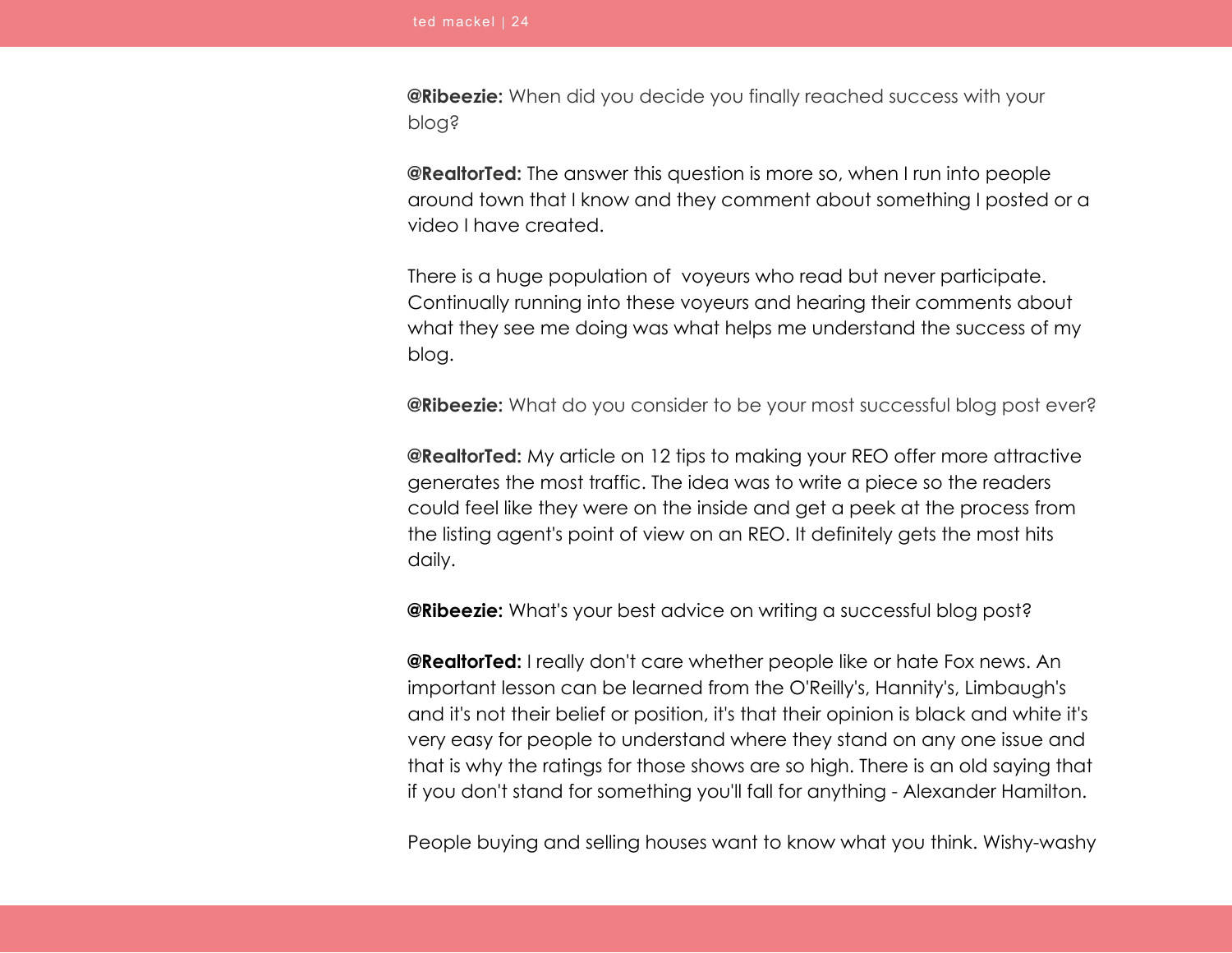**@Ribeezie:** When did you decide you finally reached success with your blog?

**@RealtorTed:** The answer this question is more so, when I run into people around town that I know and they comment about something I posted or a video I have created.

There is a huge population of  voyeurs who read but never participate. Continually running into these voyeurs and hearing their comments about what they see me doing was what helps me understand the success of my blog.

**@Ribeezie:** What do you consider to be your most successful blog post ever?

**@RealtorTed:** My article on 12 tips to making your REO offer more attractive generates the most traffic. The idea was to write a piece so the readers could feel like they were on the inside and get a peek at the process from the listing agent's point of view on an REO. It definitely gets the most hits daily.

**@Ribeezie:** What's your best advice on writing a successful blog post?

**@RealtorTed:** I really don't care whether people like or hate Fox news. An important lesson can be learned from the O'Reilly's, Hannity's, Limbaugh's and it's not their belief or position, it's that their opinion is black and white it's very easy for people to understand where they stand on any one issue and that is why the ratings for those shows are so high. There is an old saying that if you don't stand for something you'll fall for anything - Alexander Hamilton.

People buying and selling houses want to know what you think. Wishy-washy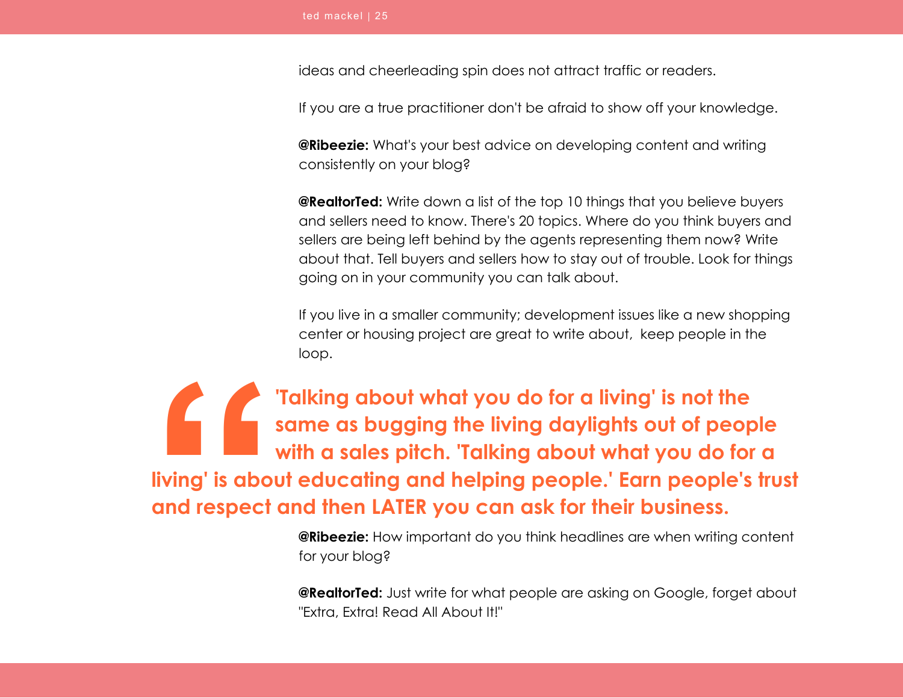ideas and cheerleading spin does not attract traffic or readers.

If you are a true practitioner don't be afraid to show off your knowledge.

**@Ribeezie:** What's your best advice on developing content and writing consistently on your blog?

**@RealtorTed:** Write down a list of the top 10 things that you believe buyers and sellers need to know. There's 20 topics. Where do you think buyers and sellers are being left behind by the agents representing them now? Write about that. Tell buyers and sellers how to stay out of trouble. Look for things going on in your community you can talk about.

If you live in a smaller community; development issues like a new shopping center or housing project are great to write about,  keep people in the loop.

> **'Talking about what you do for a living' is not the same as bugging the living daylights out of people with a sales pitch. 'Talking about what you do for a living' is about educating and helping people.' Earn people's trust and respect and then LATER you can ask for their business.**

**@Ribeezie:** How important do you think headlines are when writing content for your blog?

**@RealtorTed:** Just write for what people are asking on Google, forget about "Extra, Extra! Read All About It!"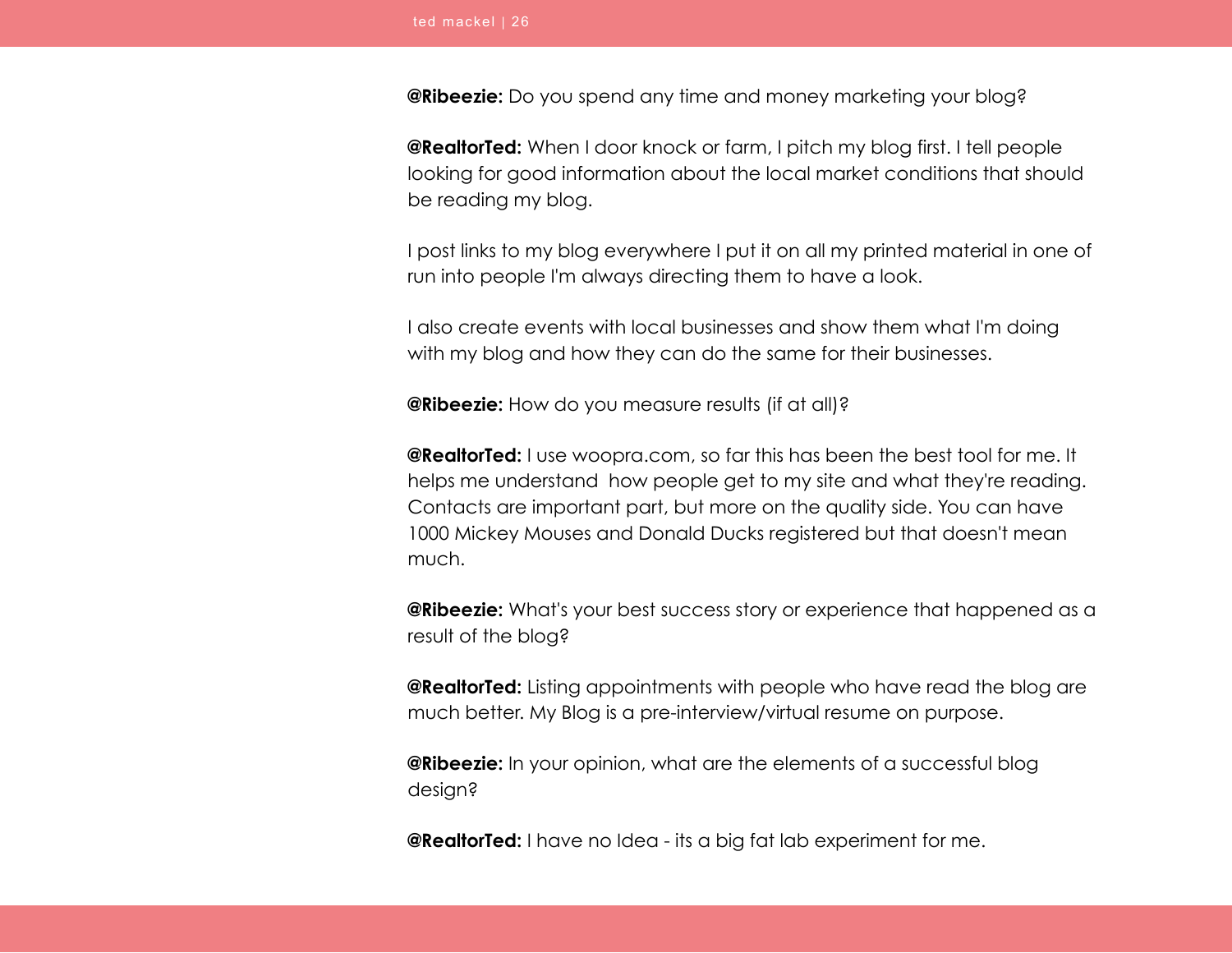**@Ribeezie:** Do you spend any time and money marketing your blog?

**@RealtorTed:** When I door knock or farm, I pitch my blog first. I tell people looking for good information about the local market conditions that should be reading my blog.

I post links to my blog everywhere I put it on all my printed material in one of run into people I'm always directing them to have a look.

I also create events with local businesses and show them what I'm doing with my blog and how they can do the same for their businesses.

**@Ribeezie:** How do you measure results (if at all)?

**@RealtorTed:** I use woopra.com, so far this has been the best tool for me. It helps me understand  how people get to my site and what they're reading. Contacts are important part, but more on the quality side. You can have 1000 Mickey Mouses and Donald Ducks registered but that doesn't mean much.

**@Ribeezie:** What's your best success story or experience that happened as a result of the blog?

**@RealtorTed:** Listing appointments with people who have read the blog are much better. My Blog is a pre-interview/virtual resume on purpose.

**@Ribeezie:** In your opinion, what are the elements of a successful blog design?

**@RealtorTed:** I have no Idea - its a big fat lab experiment for me.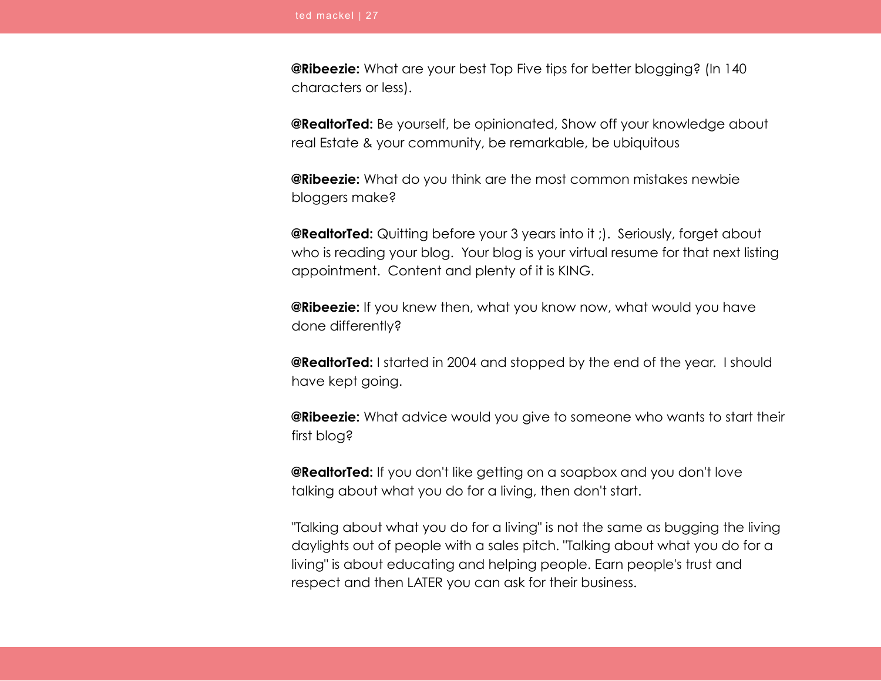**@Ribeezie:** What are your best Top Five tips for better blogging? (In 140 characters or less).

**@RealtorTed:** Be yourself, be opinionated, Show off your knowledge about real Estate & your community, be remarkable, be ubiquitous

**@Ribeezie:** What do you think are the most common mistakes newbie bloggers make?

**@RealtorTed:** Quitting before your 3 years into it ;). Seriously, forget about who is reading your blog. Your blog is your virtual resume for that next listing appointment. Content and plenty of it is KING.

**@Ribeezie:** If you knew then, what you know now, what would you have done differently?

**@RealtorTed:** I started in 2004 and stopped by the end of the year. I should have kept going.

**@Ribeezie:** What advice would you give to someone who wants to start their first blog?

**@RealtorTed:** If you don't like getting on a soapbox and you don't love talking about what you do for a living, then don't start.

"Talking about what you do for a living" is not the same as bugging the living daylights out of people with a sales pitch. "Talking about what you do for a living" is about educating and helping people. Earn people's trust and respect and then LATER you can ask for their business.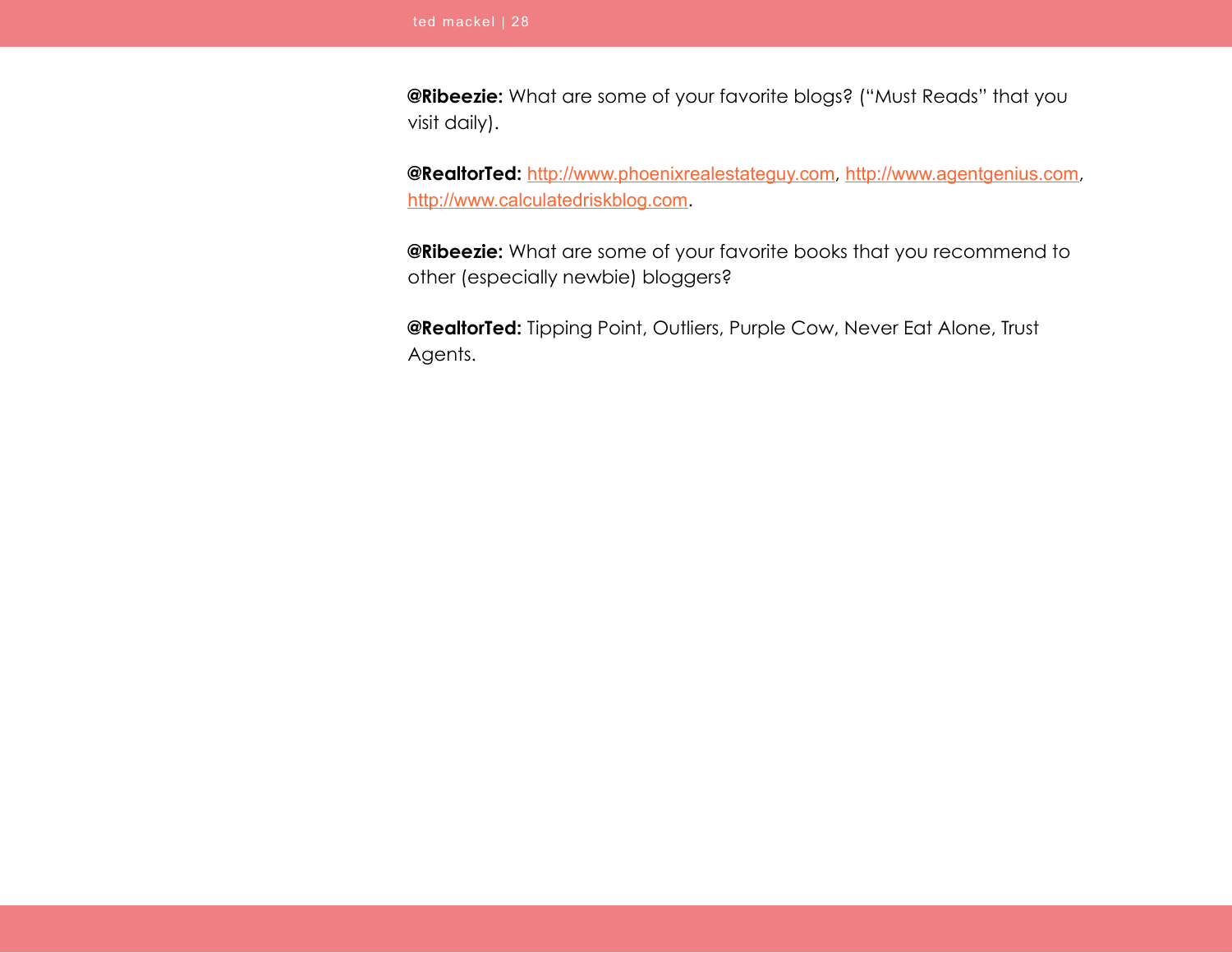**@Ribeezie:** What are some of your favorite blogs? ("Must Reads" that you visit daily).

**@RealtorTed:** http://www.phoenixrealestateguy.com, http://www.agentgenius.com, http://www.calculatedriskblog.com.

**@Ribeezie:** What are some of your favorite books that you recommend to other (especially newbie) bloggers?

**@RealtorTed:** Tipping Point, Outliers, Purple Cow, Never Eat Alone, Trust Agents.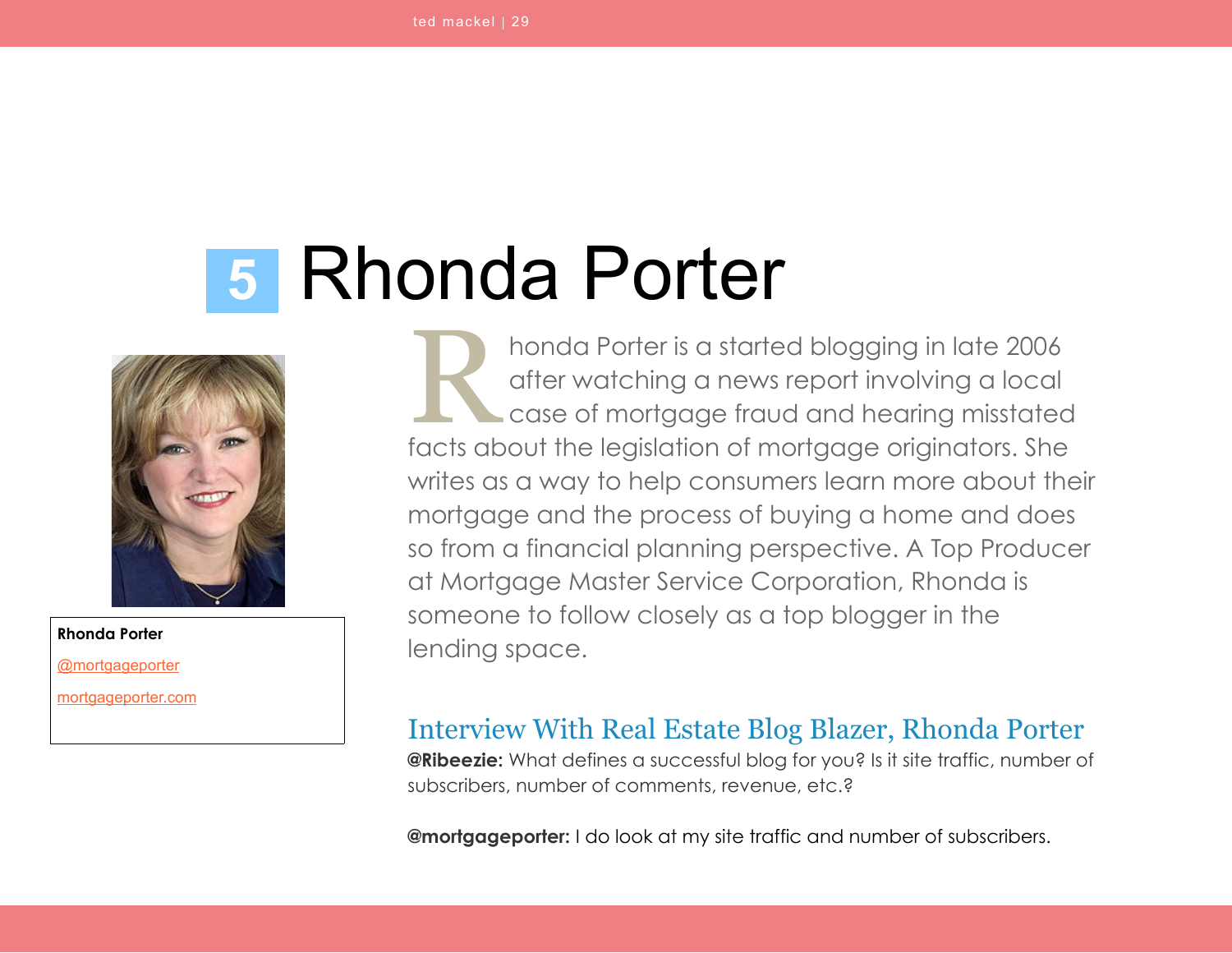# 5 Rhonda Porter

**Rhonda Porter**

@mortgageporter

mortgageporter.com

Rhonda Porter is a started blogging in late 2006 after watching a news report involving a local case of mortgage fraud and hearing misstated facts about the legislation of mortgage originators. She writes as a way to help consumers learn more about their mortgage and the process of buying a home and does so from a financial planning perspective. A Top Producer at Mortgage Master Service Corporation, Rhonda is someone to follow closely as a top blogger in the lending space.

## Interview With Real Estate Blog Blazer, Rhonda Porter

**@Ribeezie:** What defines a successful blog for you? Is it site traffic, number of subscribers, number of comments, revenue, etc.?

**@mortgageporter:** I do look at my site traffic and number of subscribers.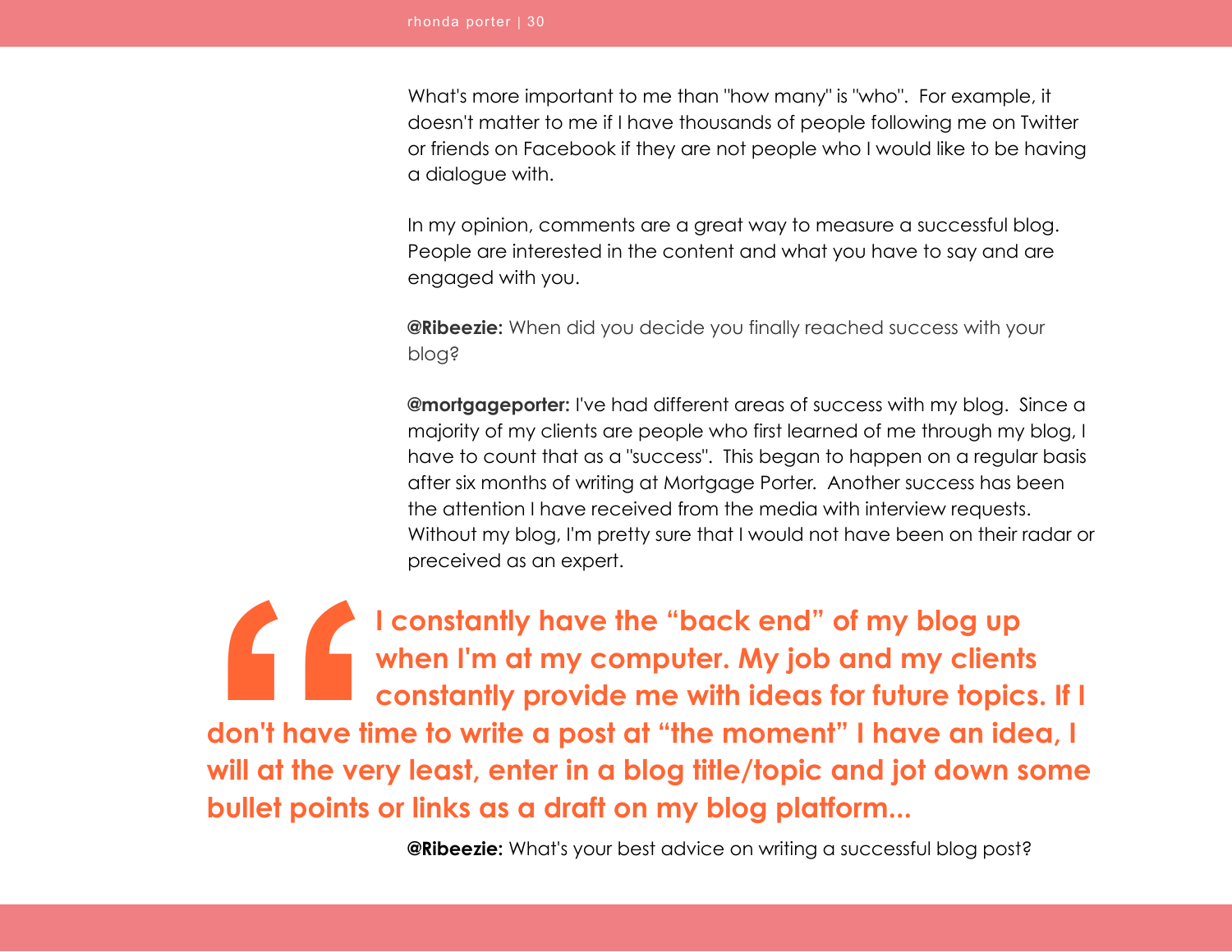What's more important to me than "how many" is "who".  For example, it doesn't matter to me if I have thousands of people following me on Twitter or friends on Facebook if they are not people who I would like to be having a dialogue with.

In my opinion, comments are a great way to measure a successful blog. People are interested in the content and what you have to say and are engaged with you.

**@Ribeezie:** When did you decide you finally reached success with your blog?

**@mortgageporter:** I've had different areas of success with my blog.  Since a majority of my clients are people who first learned of me through my blog, I have to count that as a "success".  This began to happen on a regular basis after six months of writing at Mortgage Porter.  Another success has been the attention I have received from the media with interview requests. Without my blog, I'm pretty sure that I would not have been on their radar or preceived as an expert.

> **I constantly have the “back end” of my blog up when I'm at my computer. My job and my clients constantly provide me with ideas for future topics. If I don't have time to write a post at “the moment” I have an idea, I will at the very least, enter in a blog title/topic and jot down some bullet points or links as a draft on my blog platform...**

**@Ribeezie:** What's your best advice on writing a successful blog post?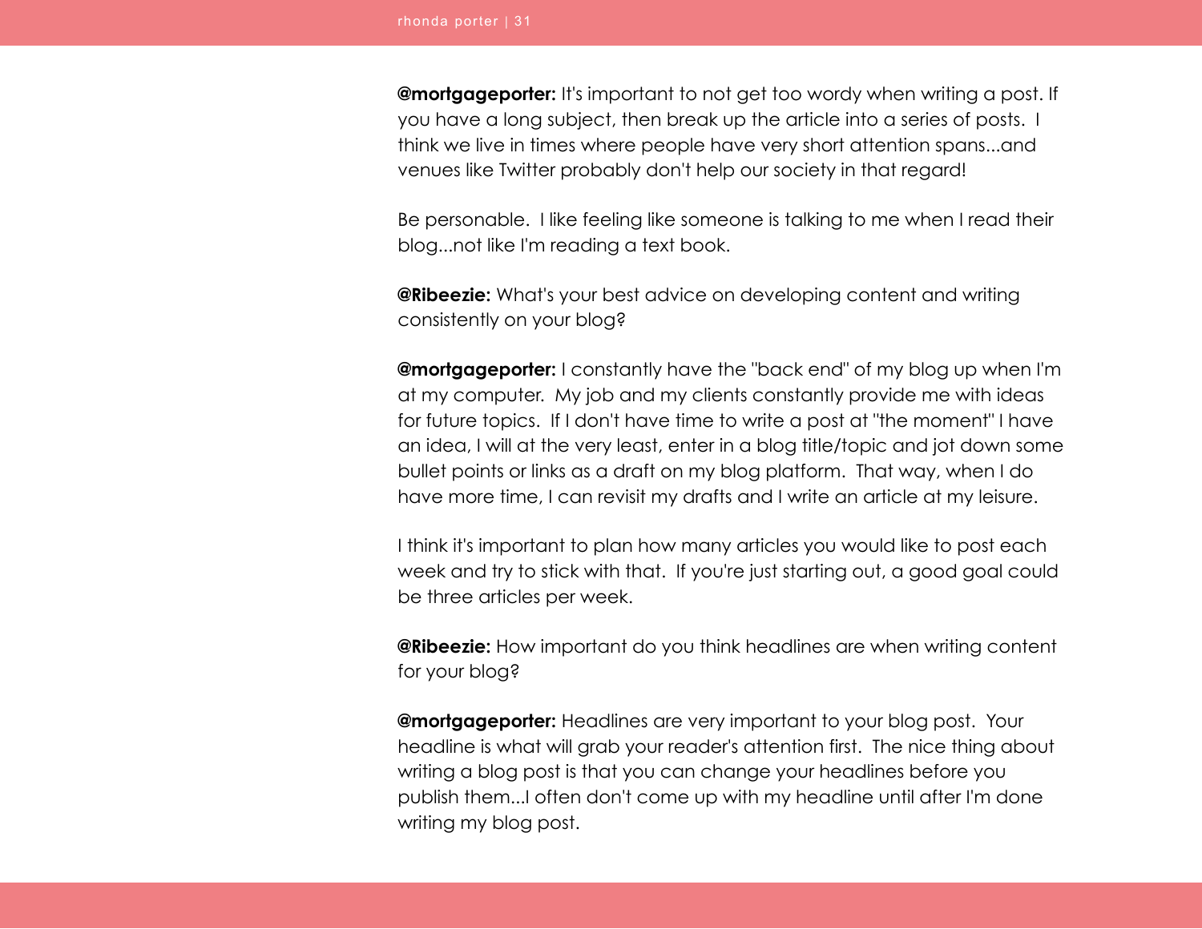**@mortgageporter:** It's important to not get too wordy when writing a post. If you have a long subject, then break up the article into a series of posts. I think we live in times where people have very short attention spans...and venues like Twitter probably don't help our society in that regard!

Be personable. I like feeling like someone is talking to me when I read their blog...not like I'm reading a text book.

**@Ribeezie:** What's your best advice on developing content and writing consistently on your blog?

**@mortgageporter:** I constantly have the "back end" of my blog up when I'm at my computer. My job and my clients constantly provide me with ideas for future topics. If I don't have time to write a post at "the moment" I have an idea, I will at the very least, enter in a blog title/topic and jot down some bullet points or links as a draft on my blog platform. That way, when I do have more time, I can revisit my drafts and I write an article at my leisure.

I think it's important to plan how many articles you would like to post each week and try to stick with that. If you're just starting out, a good goal could be three articles per week.

**@Ribeezie:** How important do you think headlines are when writing content for your blog?

**@mortgageporter:** Headlines are very important to your blog post. Your headline is what will grab your reader's attention first. The nice thing about writing a blog post is that you can change your headlines before you publish them...I often don't come up with my headline until after I'm done writing my blog post.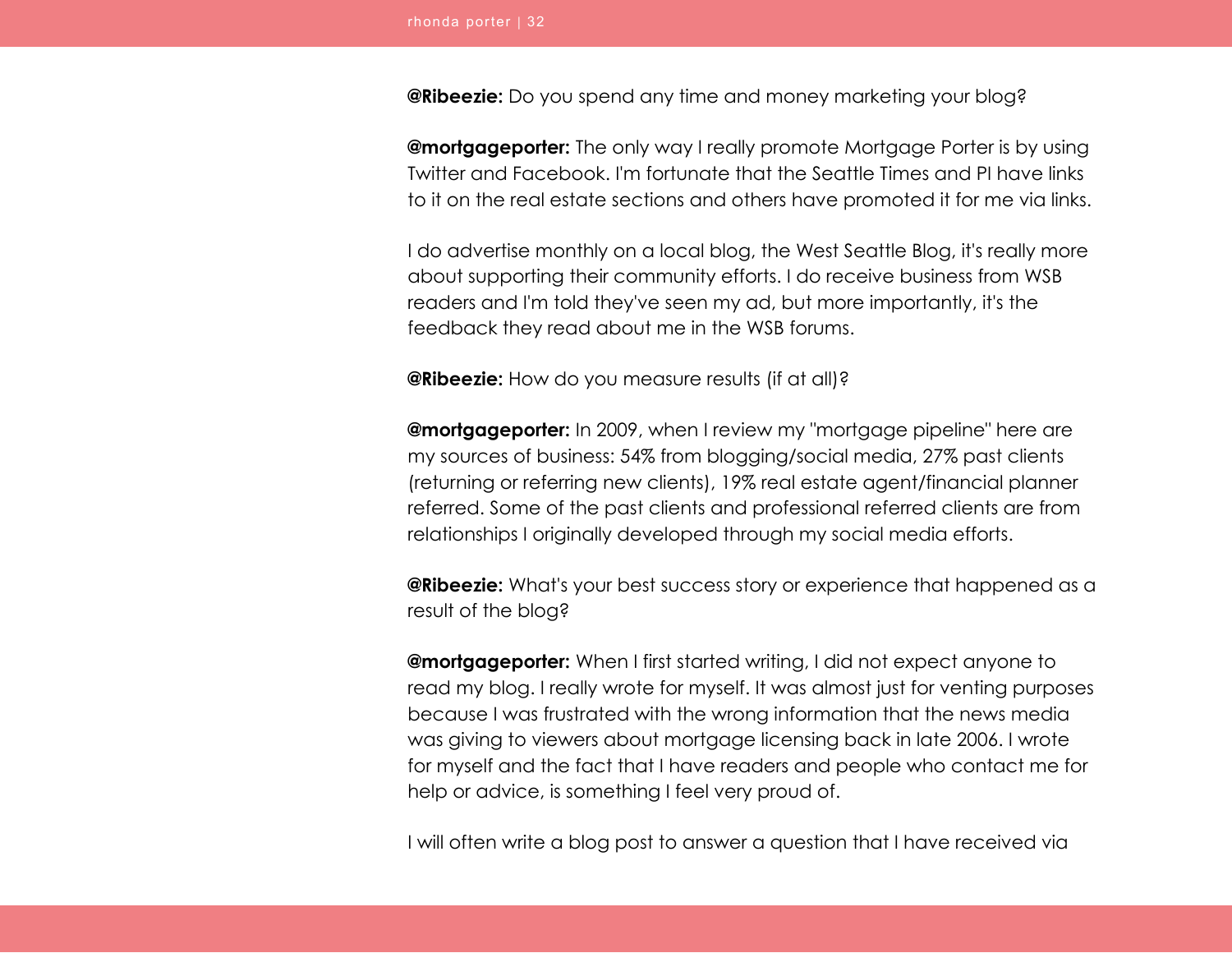**@Ribeezie:** Do you spend any time and money marketing your blog?

**@mortgageporter:** The only way I really promote Mortgage Porter is by using Twitter and Facebook. I'm fortunate that the Seattle Times and PI have links to it on the real estate sections and others have promoted it for me via links.

I do advertise monthly on a local blog, the West Seattle Blog, it's really more about supporting their community efforts. I do receive business from WSB readers and I'm told they've seen my ad, but more importantly, it's the feedback they read about me in the WSB forums.

**@Ribeezie:** How do you measure results (if at all)?

**@mortgageporter:** In 2009, when I review my "mortgage pipeline" here are my sources of business: 54% from blogging/social media, 27% past clients (returning or referring new clients), 19% real estate agent/financial planner referred. Some of the past clients and professional referred clients are from relationships I originally developed through my social media efforts.

**@Ribeezie:** What's your best success story or experience that happened as a result of the blog?

**@mortgageporter:** When I first started writing, I did not expect anyone to read my blog. I really wrote for myself. It was almost just for venting purposes because I was frustrated with the wrong information that the news media was giving to viewers about mortgage licensing back in late 2006. I wrote for myself and the fact that I have readers and people who contact me for help or advice, is something I feel very proud of.

I will often write a blog post to answer a question that I have received via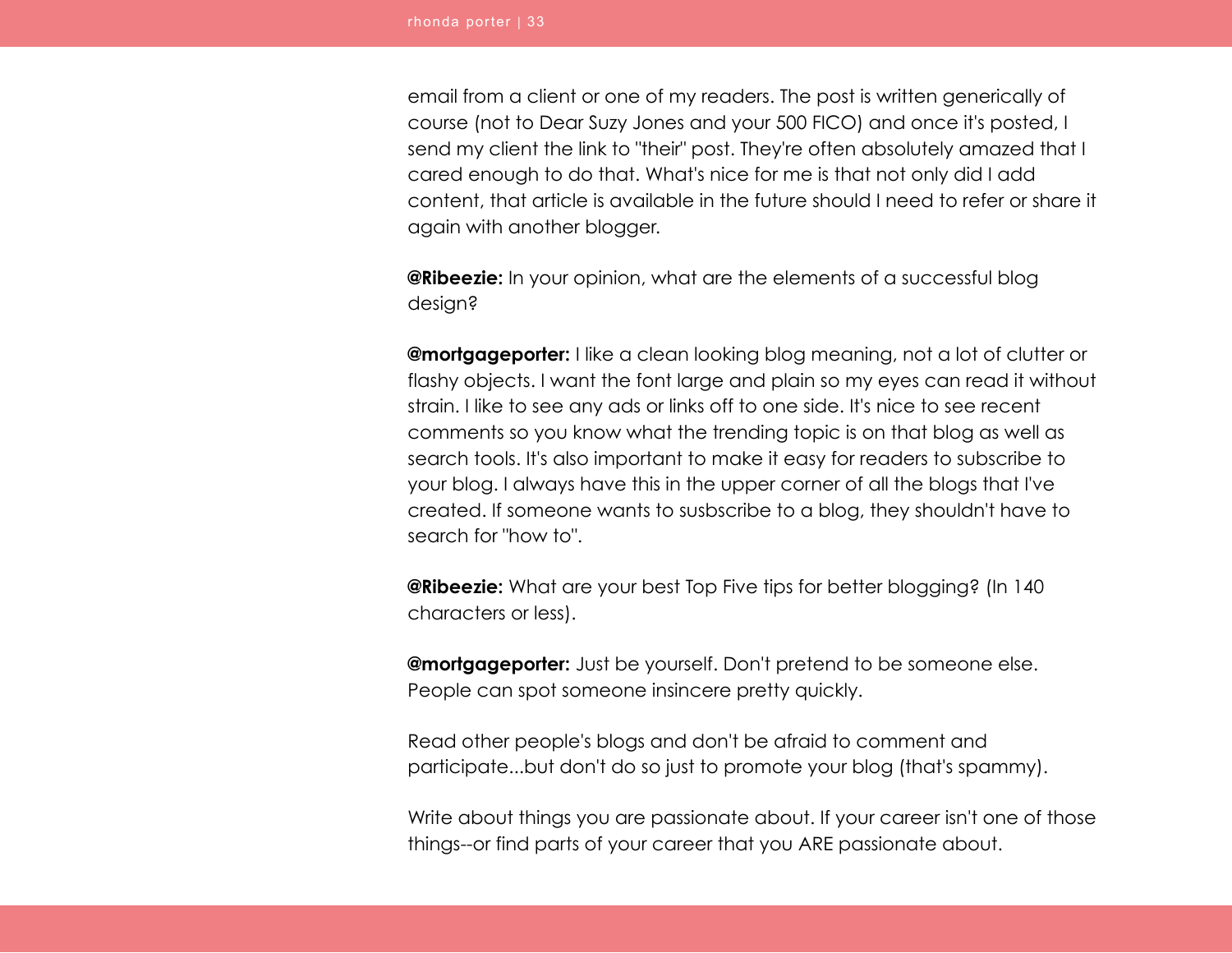email from a client or one of my readers. The post is written generically of course (not to Dear Suzy Jones and your 500 FICO) and once it's posted, I send my client the link to "their" post. They're often absolutely amazed that I cared enough to do that. What's nice for me is that not only did I add content, that article is available in the future should I need to refer or share it again with another blogger.

**@Ribeezie:** In your opinion, what are the elements of a successful blog design?

**@mortgageporter:** I like a clean looking blog meaning, not a lot of clutter or flashy objects. I want the font large and plain so my eyes can read it without strain. I like to see any ads or links off to one side. It's nice to see recent comments so you know what the trending topic is on that blog as well as search tools. It's also important to make it easy for readers to subscribe to your blog. I always have this in the upper corner of all the blogs that I've created. If someone wants to susbscribe to a blog, they shouldn't have to search for "how to".

**@Ribeezie:** What are your best Top Five tips for better blogging? (In 140 characters or less).

**@mortgageporter:** Just be yourself. Don't pretend to be someone else. People can spot someone insincere pretty quickly.

Read other people's blogs and don't be afraid to comment and participate...but don't do so just to promote your blog (that's spammy).

Write about things you are passionate about. If your career isn't one of those things--or find parts of your career that you ARE passionate about.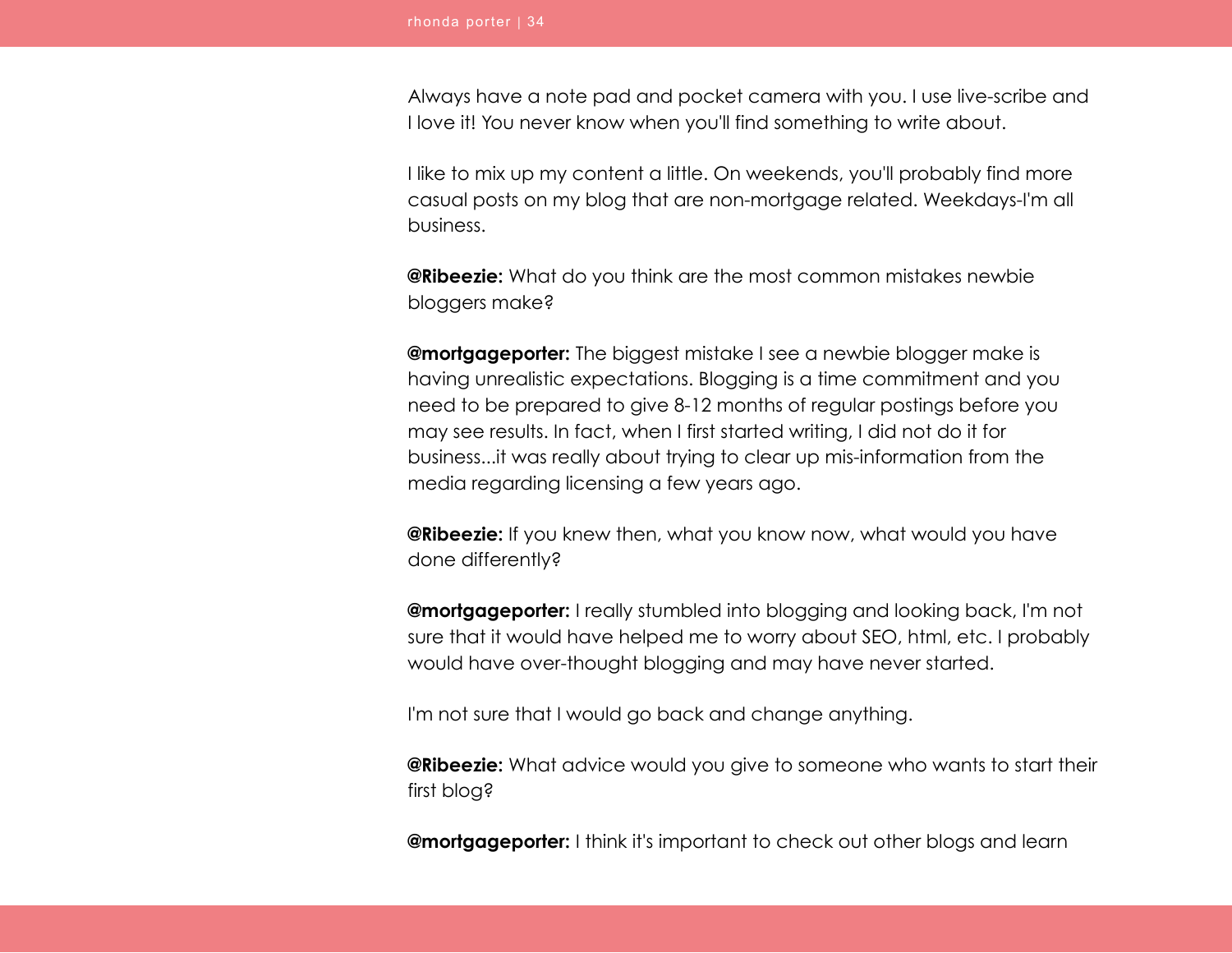Always have a note pad and pocket camera with you. I use live-scribe and I love it! You never know when you'll find something to write about.

I like to mix up my content a little. On weekends, you'll probably find more casual posts on my blog that are non-mortgage related. Weekdays-I'm all business.

**@Ribeezie:** What do you think are the most common mistakes newbie bloggers make?

**@mortgageporter:** The biggest mistake I see a newbie blogger make is having unrealistic expectations. Blogging is a time commitment and you need to be prepared to give 8-12 months of regular postings before you may see results. In fact, when I first started writing, I did not do it for business...it was really about trying to clear up mis-information from the media regarding licensing a few years ago.

**@Ribeezie:** If you knew then, what you know now, what would you have done differently?

**@mortgageporter:** I really stumbled into blogging and looking back, I'm not sure that it would have helped me to worry about SEO, html, etc. I probably would have over-thought blogging and may have never started.

I'm not sure that I would go back and change anything.

**@Ribeezie:** What advice would you give to someone who wants to start their first blog?

**@mortgageporter:** I think it's important to check out other blogs and learn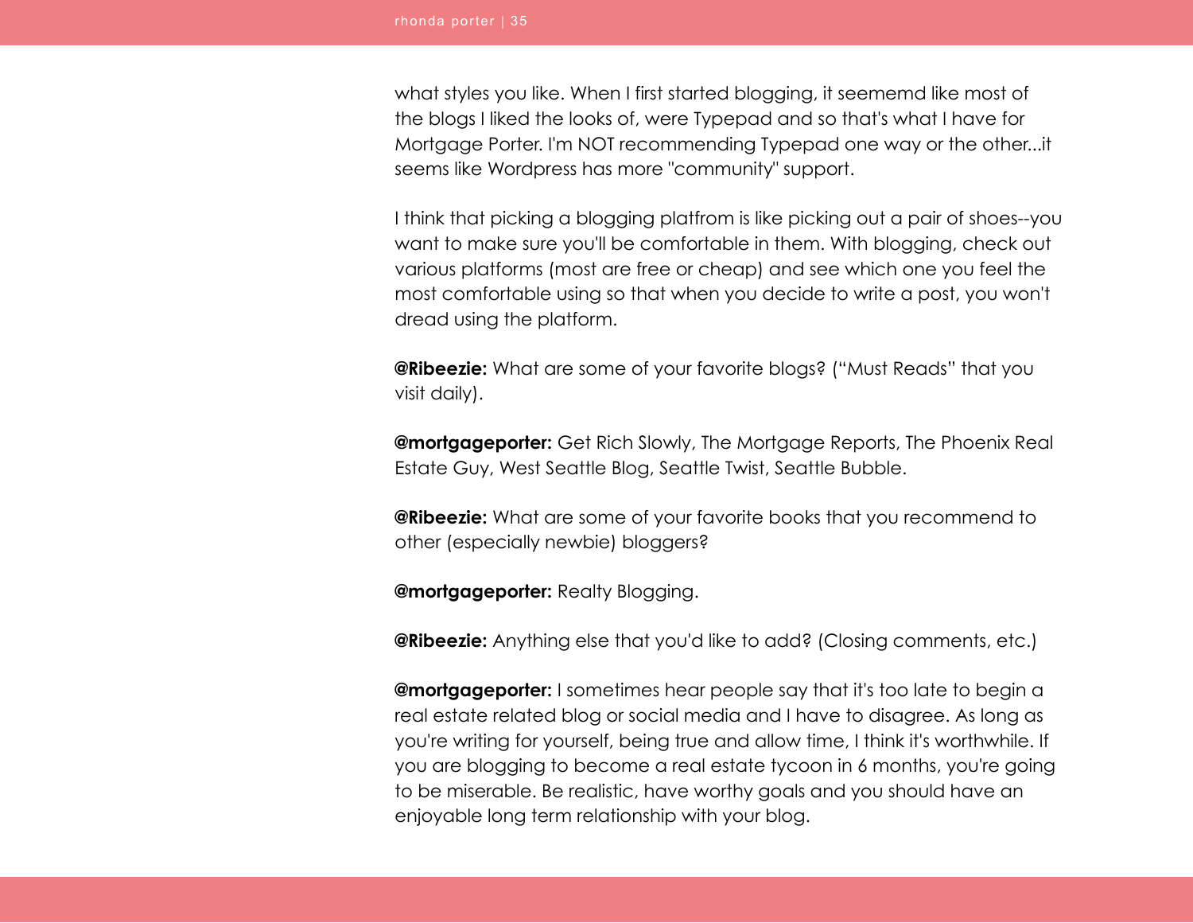what styles you like. When I first started blogging, it seememd like most of the blogs I liked the looks of, were Typepad and so that's what I have for Mortgage Porter. I'm NOT recommending Typepad one way or the other...it seems like Wordpress has more "community" support.

I think that picking a blogging platfrom is like picking out a pair of shoes--you want to make sure you'll be comfortable in them. With blogging, check out various platforms (most are free or cheap) and see which one you feel the most comfortable using so that when you decide to write a post, you won't dread using the platform.

**@Ribeezie:** What are some of your favorite blogs? ("Must Reads" that you visit daily).

**@mortgageporter:** Get Rich Slowly, The Mortgage Reports, The Phoenix Real Estate Guy, West Seattle Blog, Seattle Twist, Seattle Bubble.

**@Ribeezie:** What are some of your favorite books that you recommend to other (especially newbie) bloggers?

**@mortgageporter:** Realty Blogging.

**@Ribeezie:** Anything else that you'd like to add? (Closing comments, etc.)

**@mortgageporter:** I sometimes hear people say that it's too late to begin a real estate related blog or social media and I have to disagree. As long as you're writing for yourself, being true and allow time, I think it's worthwhile. If you are blogging to become a real estate tycoon in 6 months, you're going to be miserable. Be realistic, have worthy goals and you should have an enjoyable long term relationship with your blog.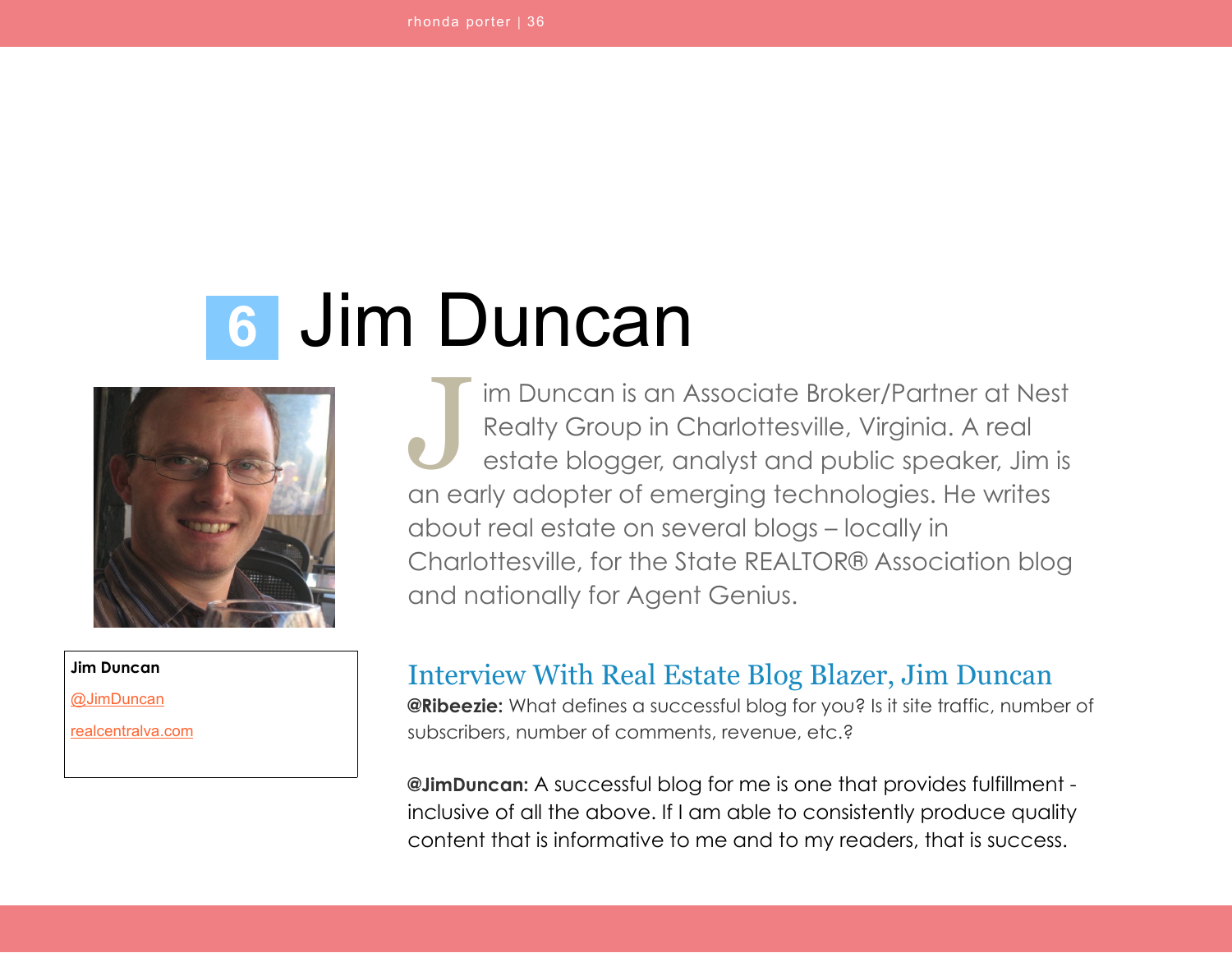# 6 Jim Duncan

Jim Duncan is an Associate Broker/Partner at Nest Realty Group in Charlottesville, Virginia. A real estate blogger, analyst and public speaker, Jim is an early adopter of emerging technologies. He writes about real estate on several blogs – locally in Charlottesville, for the State REALTOR® Association blog and nationally for Agent Genius.

**Jim Duncan**

@JimDuncan

realcentralva.com

## Interview With Real Estate Blog Blazer, Jim Duncan

**@Ribeezie:** What defines a successful blog for you? Is it site traffic, number of subscribers, number of comments, revenue, etc.?

**@JimDuncan:** A successful blog for me is one that provides fulfillment - inclusive of all the above. If I am able to consistently produce quality content that is informative to me and to my readers, that is success.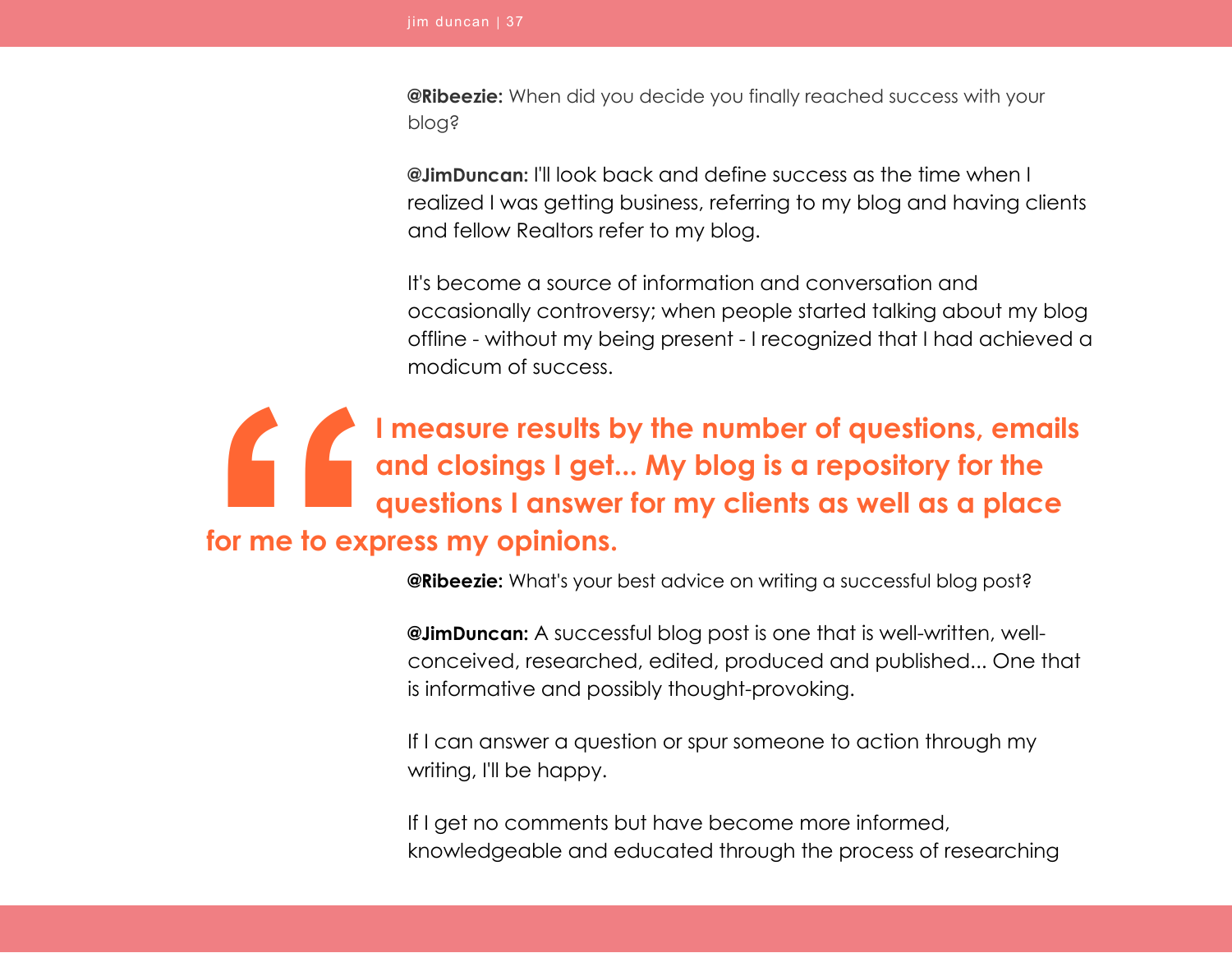**@Ribeezie:** When did you decide you finally reached success with your blog?

**@JimDuncan:** I'll look back and define success as the time when I realized I was getting business, referring to my blog and having clients and fellow Realtors refer to my blog.

It's become a source of information and conversation and occasionally controversy; when people started talking about my blog offline - without my being present - I recognized that I had achieved a modicum of success.

> **I measure results by the number of questions, emails and closings I get... My blog is a repository for the questions I answer for my clients as well as a place for me to express my opinions.**

**@Ribeezie:** What's your best advice on writing a successful blog post?

**@JimDuncan:** A successful blog post is one that is well-written, well-conceived, researched, edited, produced and published... One that is informative and possibly thought-provoking.

If I can answer a question or spur someone to action through my writing, I'll be happy.

If I get no comments but have become more informed, knowledgeable and educated through the process of researching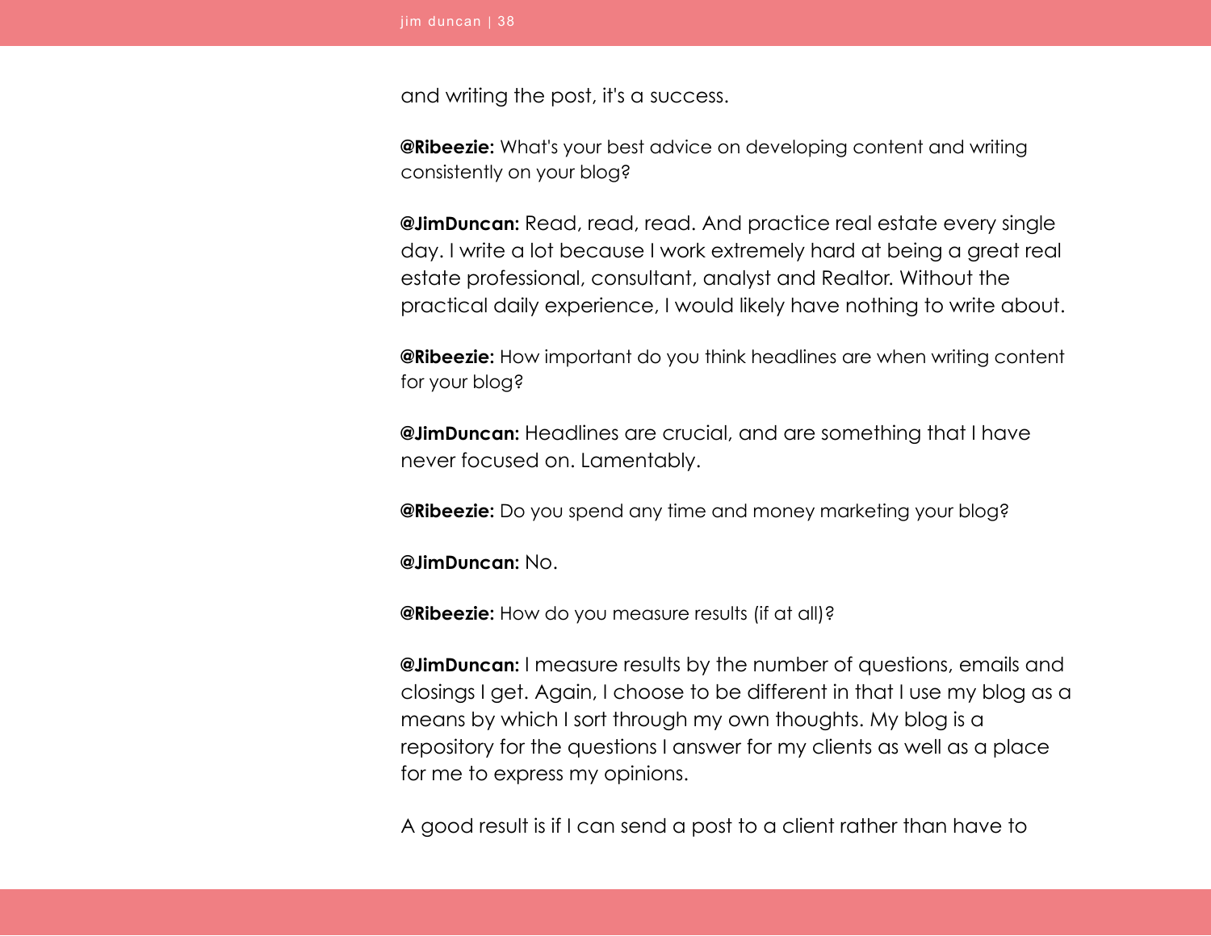and writing the post, it's a success.

**@Ribeezie:** What's your best advice on developing content and writing consistently on your blog?

**@JimDuncan:** Read, read, read. And practice real estate every single day. I write a lot because I work extremely hard at being a great real estate professional, consultant, analyst and Realtor. Without the practical daily experience, I would likely have nothing to write about.

**@Ribeezie:** How important do you think headlines are when writing content for your blog?

**@JimDuncan:** Headlines are crucial, and are something that I have never focused on. Lamentably.

**@Ribeezie:** Do you spend any time and money marketing your blog?

**@JimDuncan:** No.

**@Ribeezie:** How do you measure results (if at all)?

**@JimDuncan:** I measure results by the number of questions, emails and closings I get. Again, I choose to be different in that I use my blog as a means by which I sort through my own thoughts. My blog is a repository for the questions I answer for my clients as well as a place for me to express my opinions.

A good result is if I can send a post to a client rather than have to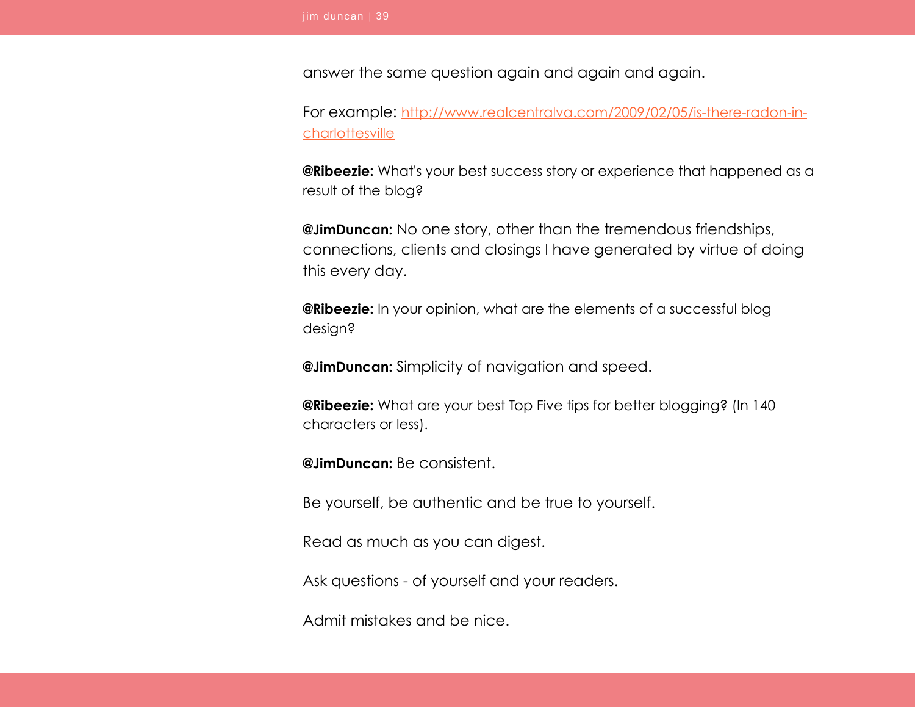answer the same question again and again and again.

For example: [http://www.realcentralva.com/2009/02/05/is-there-radon-in-charlottesville](http://www.realcentralva.com/2009/02/05/is-there-radon-in-charlottesville)

**@Ribeezie:** What's your best success story or experience that happened as a result of the blog?

**@JimDuncan:** No one story, other than the tremendous friendships, connections, clients and closings I have generated by virtue of doing this every day.

**@Ribeezie:** In your opinion, what are the elements of a successful blog design?

**@JimDuncan:** Simplicity of navigation and speed.

**@Ribeezie:** What are your best Top Five tips for better blogging? (In 140 characters or less).

**@JimDuncan:** Be consistent.

Be yourself, be authentic and be true to yourself.

Read as much as you can digest.

Ask questions - of yourself and your readers.

Admit mistakes and be nice.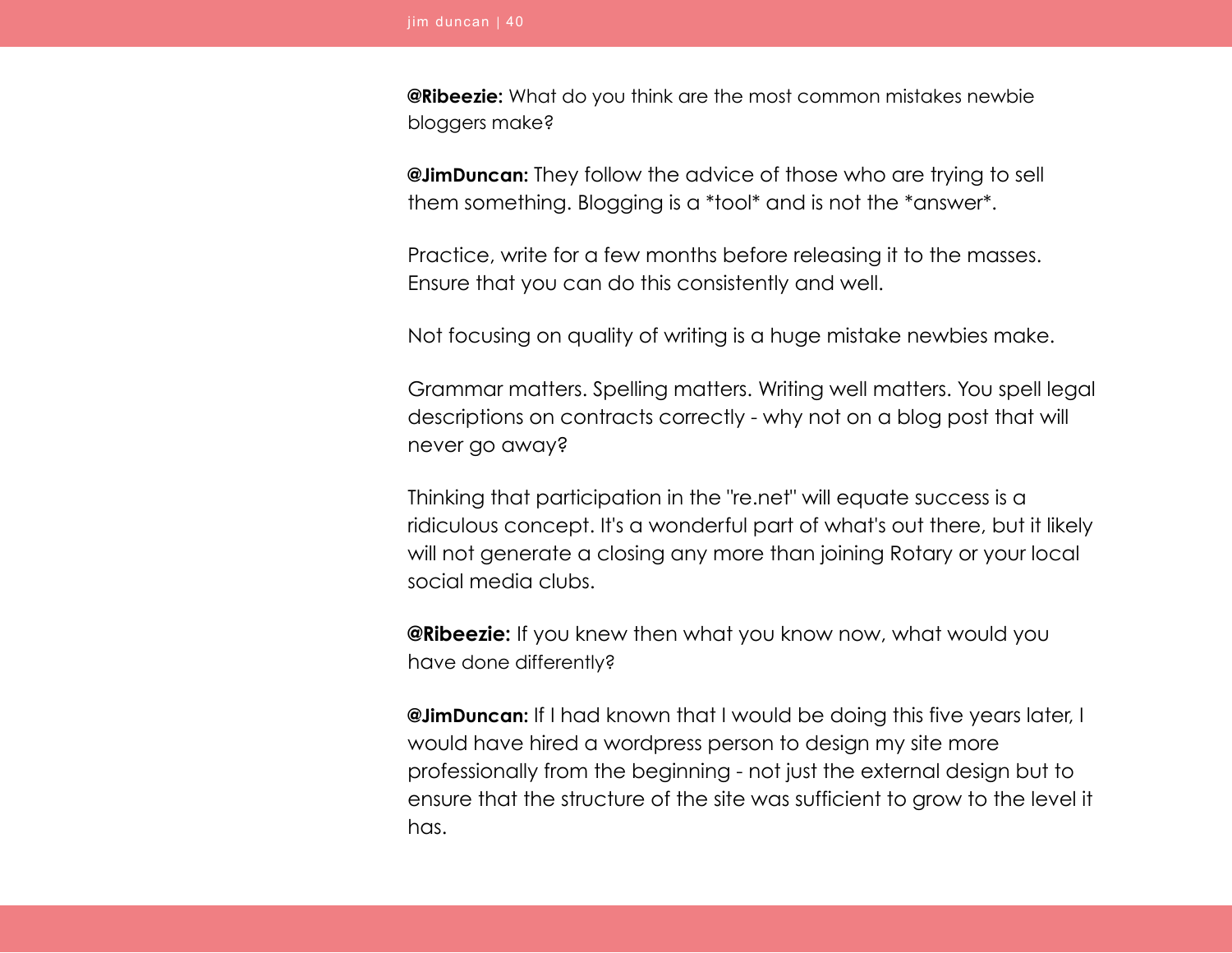**@Ribeezie:** What do you think are the most common mistakes newbie bloggers make?

**@JimDuncan:** They follow the advice of those who are trying to sell them something. Blogging is a *tool* and is not the *answer*.

Practice, write for a few months before releasing it to the masses. Ensure that you can do this consistently and well.

Not focusing on quality of writing is a huge mistake newbies make.

Grammar matters. Spelling matters. Writing well matters. You spell legal descriptions on contracts correctly - why not on a blog post that will never go away?

Thinking that participation in the "re.net" will equate success is a ridiculous concept. It's a wonderful part of what's out there, but it likely will not generate a closing any more than joining Rotary or your local social media clubs.

**@Ribeezie:** If you knew then what you know now, what would you have done differently?

**@JimDuncan:** If I had known that I would be doing this five years later, I would have hired a wordpress person to design my site more professionally from the beginning - not just the external design but to ensure that the structure of the site was sufficient to grow to the level it has.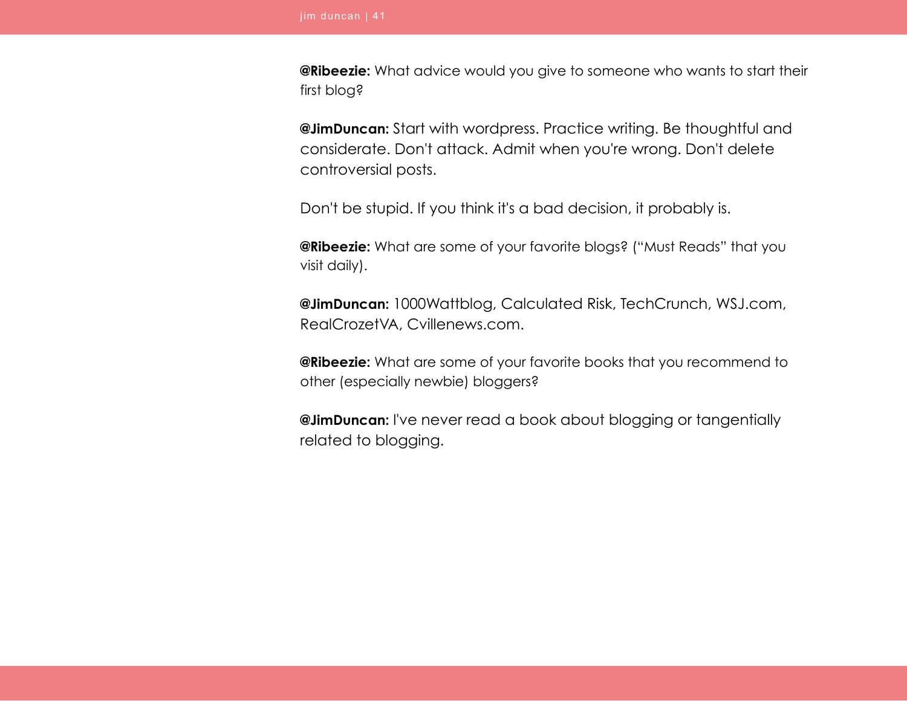**@Ribeezie:** What advice would you give to someone who wants to start their first blog?

**@JimDuncan:** Start with wordpress. Practice writing. Be thoughtful and considerate. Don't attack. Admit when you're wrong. Don't delete controversial posts.

Don't be stupid. If you think it's a bad decision, it probably is.

**@Ribeezie:** What are some of your favorite blogs? ("Must Reads" that you visit daily).

**@JimDuncan:** 1000Wattblog, Calculated Risk, TechCrunch, WSJ.com, RealCrozetVA, Cvillenews.com.

**@Ribeezie:** What are some of your favorite books that you recommend to other (especially newbie) bloggers?

**@JimDuncan:** I've never read a book about blogging or tangentially related to blogging.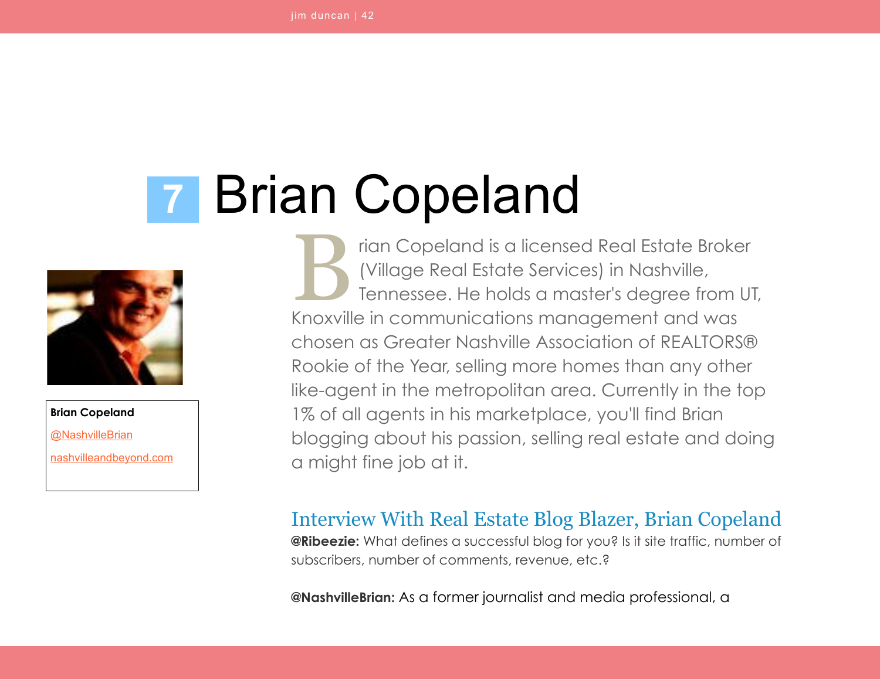# 7 Brian Copeland

**Brian Copeland**

@NashvilleBrian

nashvilleandbeyond.com

Brian Copeland is a licensed Real Estate Broker (Village Real Estate Services) in Nashville, Tennessee. He holds a master's degree from UT, Knoxville in communications management and was chosen as Greater Nashville Association of REALTORS® Rookie of the Year, selling more homes than any other like-agent in the metropolitan area. Currently in the top 1% of all agents in his marketplace, you'll find Brian blogging about his passion, selling real estate and doing a might fine job at it.

## Interview With Real Estate Blog Blazer, Brian Copeland

**@Ribeezie:** What defines a successful blog for you? Is it site traffic, number of subscribers, number of comments, revenue, etc.?

**@NashvilleBrian:** As a former journalist and media professional, a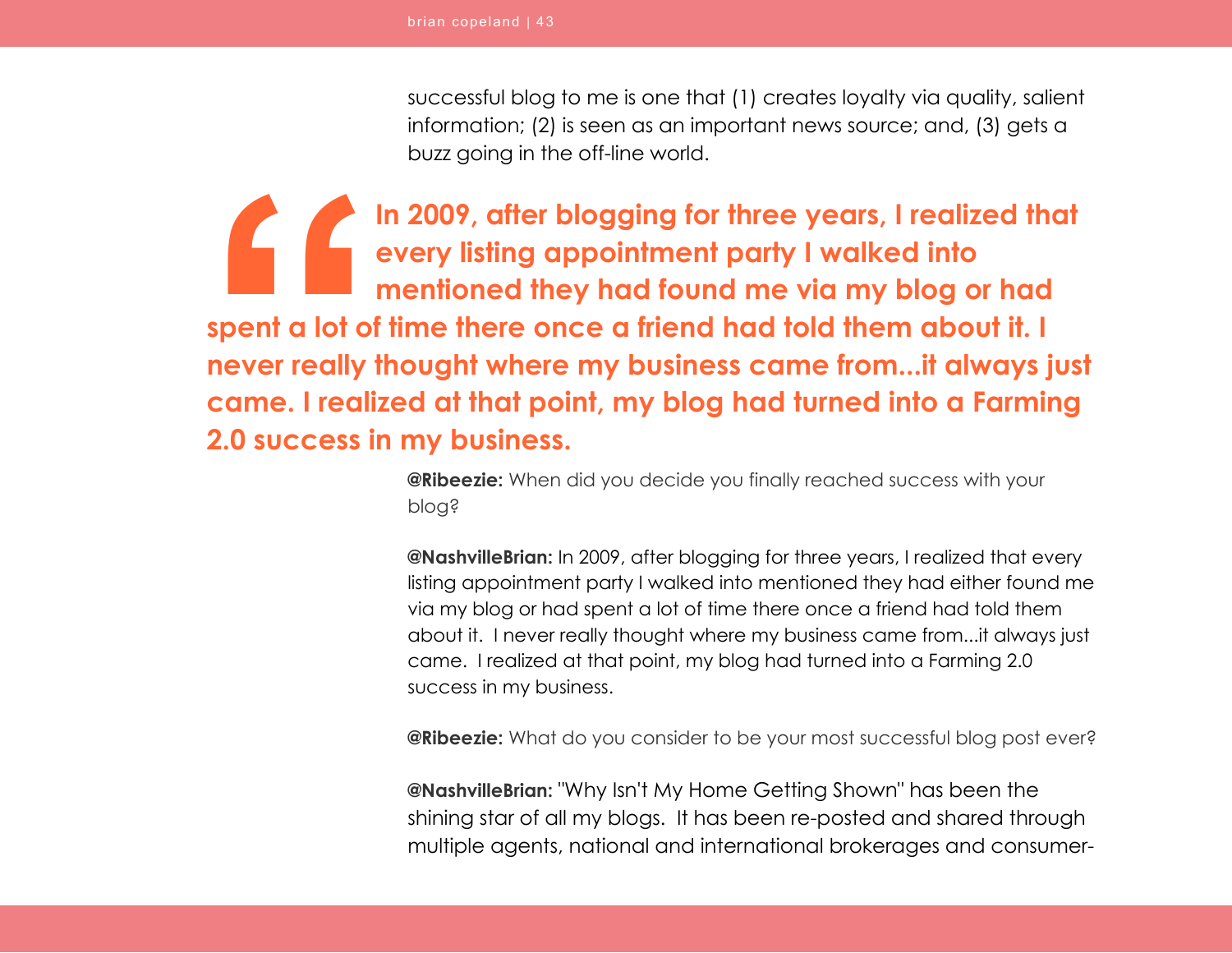successful blog to me is one that (1) creates loyalty via quality, salient information; (2) is seen as an important news source; and, (3) gets a buzz going in the off-line world.

> **In 2009, after blogging for three years, I realized that every listing appointment party I walked into mentioned they had found me via my blog or had spent a lot of time there once a friend had told them about it. I never really thought where my business came from...it always just came. I realized at that point, my blog had turned into a Farming 2.0 success in my business.**

**@Ribeezie:** When did you decide you finally reached success with your blog?

**@NashvilleBrian:** In 2009, after blogging for three years, I realized that every listing appointment party I walked into mentioned they had either found me via my blog or had spent a lot of time there once a friend had told them about it. I never really thought where my business came from...it always just came. I realized at that point, my blog had turned into a Farming 2.0 success in my business.

**@Ribeezie:** What do you consider to be your most successful blog post ever?

**@NashvilleBrian:** "Why Isn't My Home Getting Shown" has been the shining star of all my blogs. It has been re-posted and shared through multiple agents, national and international brokerages and consumer-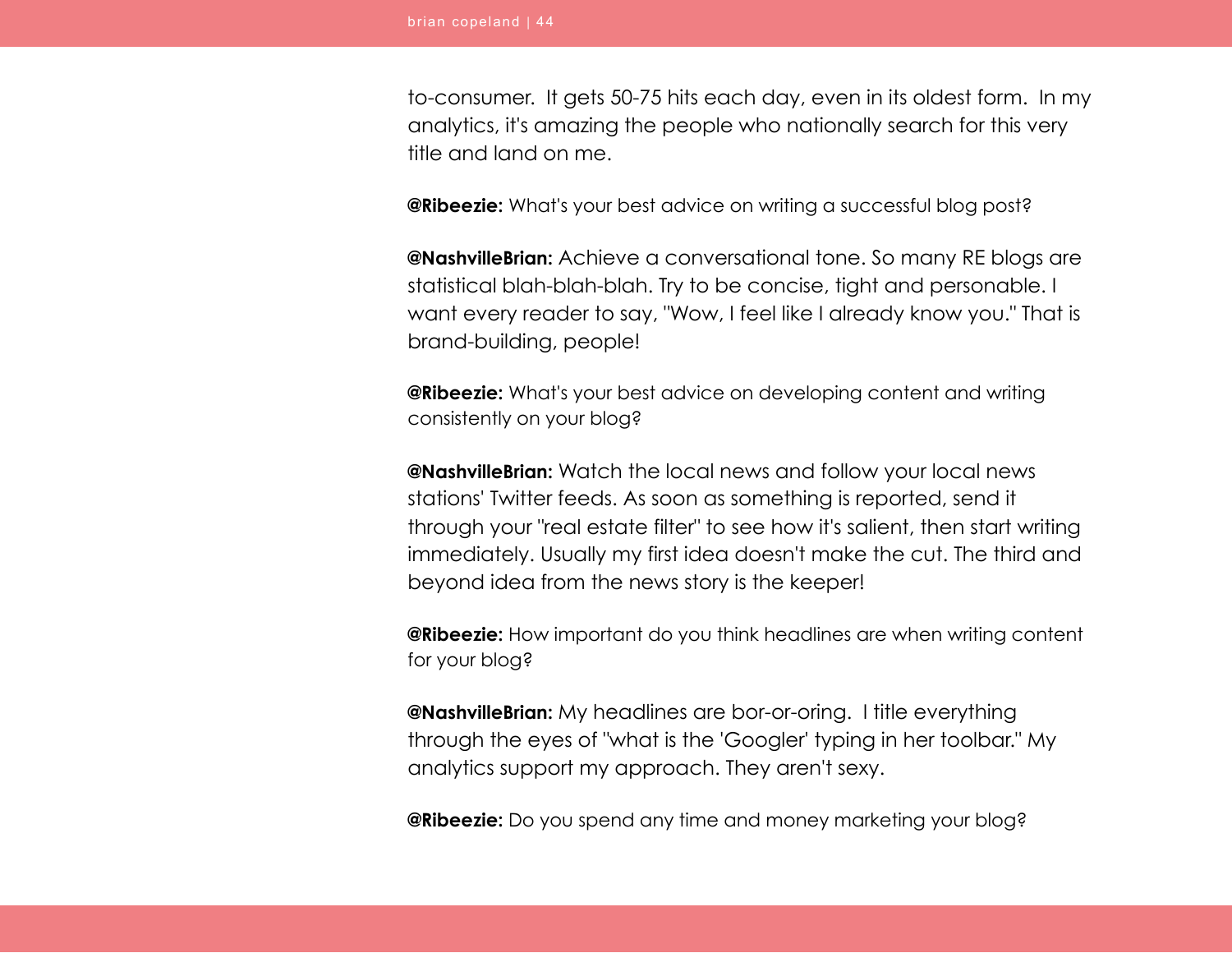to-consumer.  It gets 50-75 hits each day, even in its oldest form.  In my analytics, it's amazing the people who nationally search for this very title and land on me.

**@Ribeezie:** What's your best advice on writing a successful blog post?

**@NashvilleBrian:** Achieve a conversational tone. So many RE blogs are statistical blah-blah-blah. Try to be concise, tight and personable. I want every reader to say, "Wow, I feel like I already know you." That is brand-building, people!

**@Ribeezie:** What's your best advice on developing content and writing consistently on your blog?

**@NashvilleBrian:** Watch the local news and follow your local news stations' Twitter feeds. As soon as something is reported, send it through your "real estate filter" to see how it's salient, then start writing immediately. Usually my first idea doesn't make the cut. The third and beyond idea from the news story is the keeper!

**@Ribeezie:** How important do you think headlines are when writing content for your blog?

**@NashvilleBrian:** My headlines are bor-or-oring.  I title everything through the eyes of "what is the 'Googler' typing in her toolbar." My analytics support my approach. They aren't sexy.

**@Ribeezie:** Do you spend any time and money marketing your blog?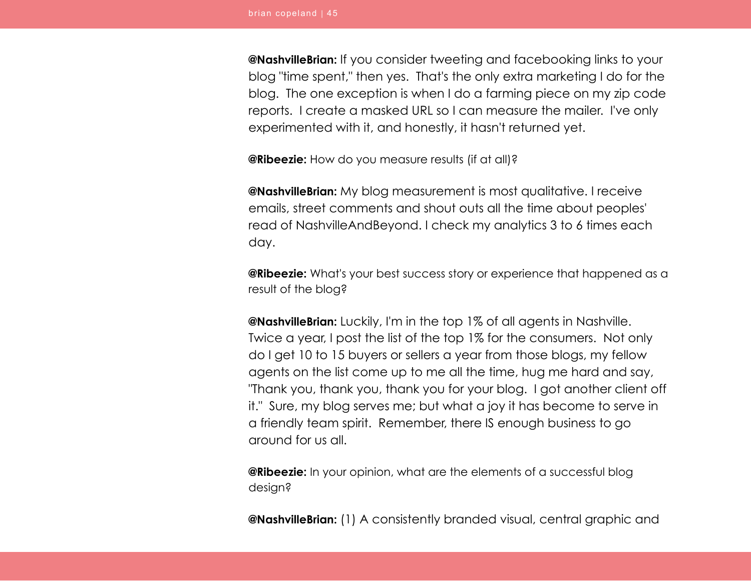**@NashvilleBrian:** If you consider tweeting and facebooking links to your blog "time spent," then yes. That's the only extra marketing I do for the blog. The one exception is when I do a farming piece on my zip code reports. I create a masked URL so I can measure the mailer. I've only experimented with it, and honestly, it hasn't returned yet.

**@Ribeezie:** How do you measure results (if at all)?

**@NashvilleBrian:** My blog measurement is most qualitative. I receive emails, street comments and shout outs all the time about peoples' read of NashvilleAndBeyond. I check my analytics 3 to 6 times each day.

**@Ribeezie:** What's your best success story or experience that happened as a result of the blog?

**@NashvilleBrian:** Luckily, I'm in the top 1% of all agents in Nashville. Twice a year, I post the list of the top 1% for the consumers. Not only do I get 10 to 15 buyers or sellers a year from those blogs, my fellow agents on the list come up to me all the time, hug me hard and say, "Thank you, thank you, thank you for your blog. I got another client off it." Sure, my blog serves me; but what a joy it has become to serve in a friendly team spirit. Remember, there IS enough business to go around for us all.

**@Ribeezie:** In your opinion, what are the elements of a successful blog design?

**@NashvilleBrian:** (1) A consistently branded visual, central graphic and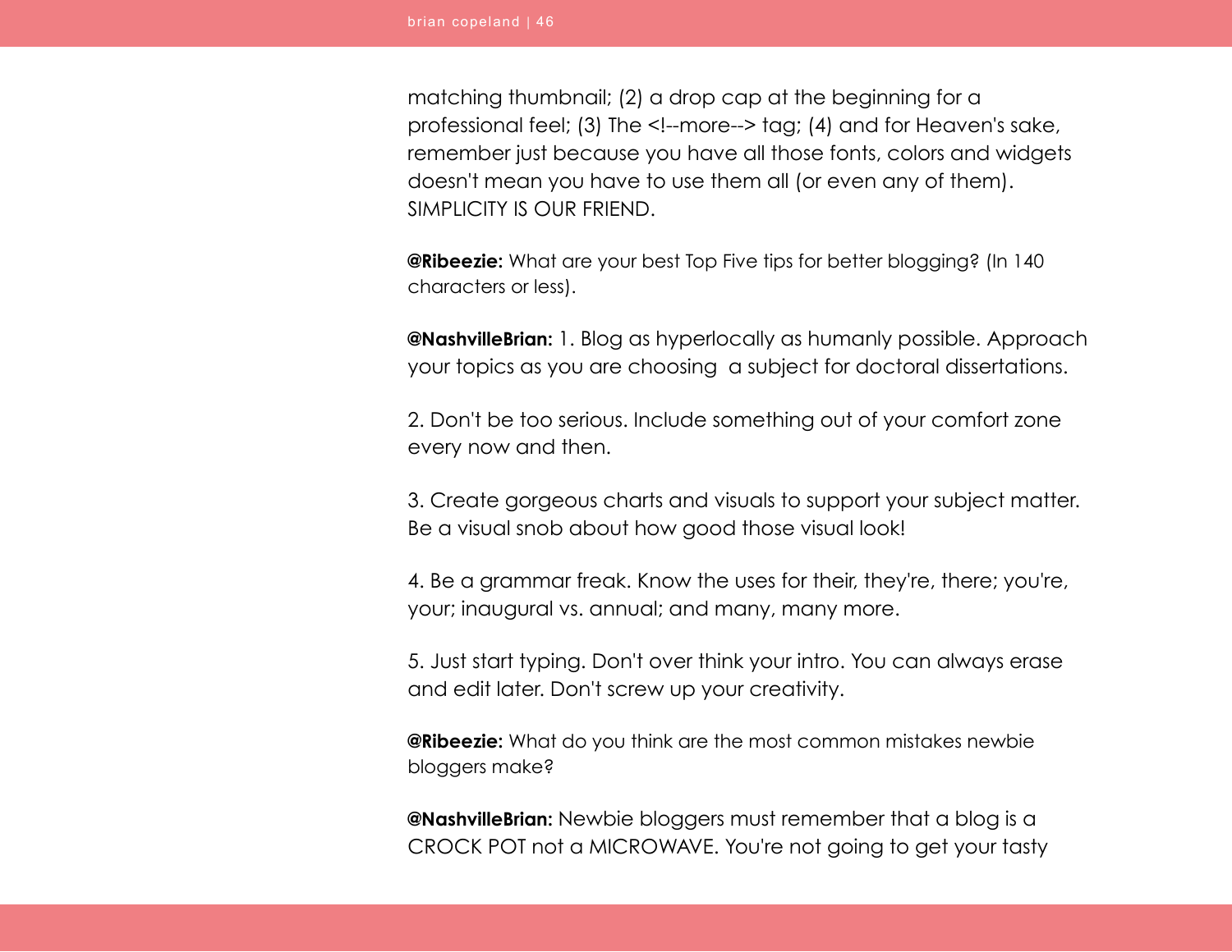matching thumbnail; (2) a drop cap at the beginning for a professional feel; (3) The <!--more--> tag; (4) and for Heaven's sake, remember just because you have all those fonts, colors and widgets doesn't mean you have to use them all (or even any of them). SIMPLICITY IS OUR FRIEND.

**@Ribeezie:** What are your best Top Five tips for better blogging? (In 140 characters or less).

**@NashvilleBrian:** 1. Blog as hyperlocally as humanly possible. Approach your topics as you are choosing  a subject for doctoral dissertations.

2. Don't be too serious. Include something out of your comfort zone every now and then.

3. Create gorgeous charts and visuals to support your subject matter. Be a visual snob about how good those visual look!

4. Be a grammar freak. Know the uses for their, they're, there; you're, your; inaugural vs. annual; and many, many more.

5. Just start typing. Don't over think your intro. You can always erase and edit later. Don't screw up your creativity.

**@Ribeezie:** What do you think are the most common mistakes newbie bloggers make?

**@NashvilleBrian:** Newbie bloggers must remember that a blog is a CROCK POT not a MICROWAVE. You're not going to get your tasty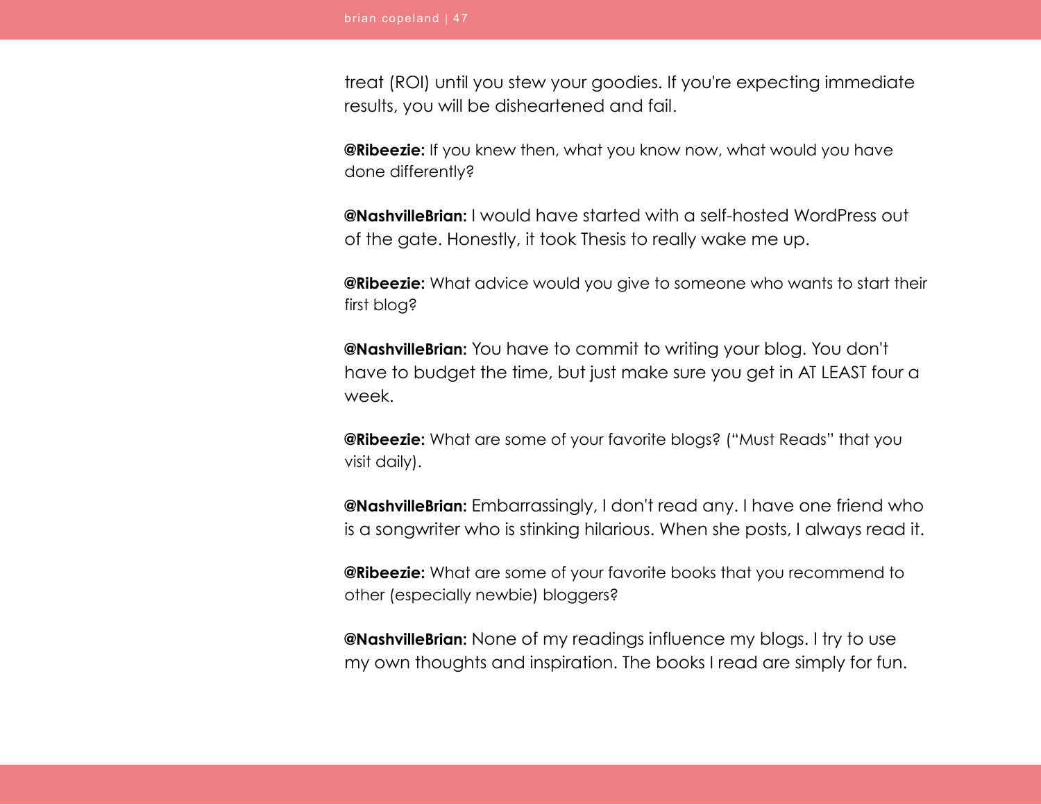treat (ROI) until you stew your goodies. If you're expecting immediate results, you will be disheartened and fail.

**@Ribeezie:** If you knew then, what you know now, what would you have done differently?

**@NashvilleBrian:** I would have started with a self-hosted WordPress out of the gate. Honestly, it took Thesis to really wake me up.

**@Ribeezie:** What advice would you give to someone who wants to start their first blog?

**@NashvilleBrian:** You have to commit to writing your blog. You don't have to budget the time, but just make sure you get in AT LEAST four a week.

**@Ribeezie:** What are some of your favorite blogs? ("Must Reads" that you visit daily).

**@NashvilleBrian:** Embarrassingly, I don't read any. I have one friend who is a songwriter who is stinking hilarious. When she posts, I always read it.

**@Ribeezie:** What are some of your favorite books that you recommend to other (especially newbie) bloggers?

**@NashvilleBrian:** None of my readings influence my blogs. I try to use my own thoughts and inspiration. The books I read are simply for fun.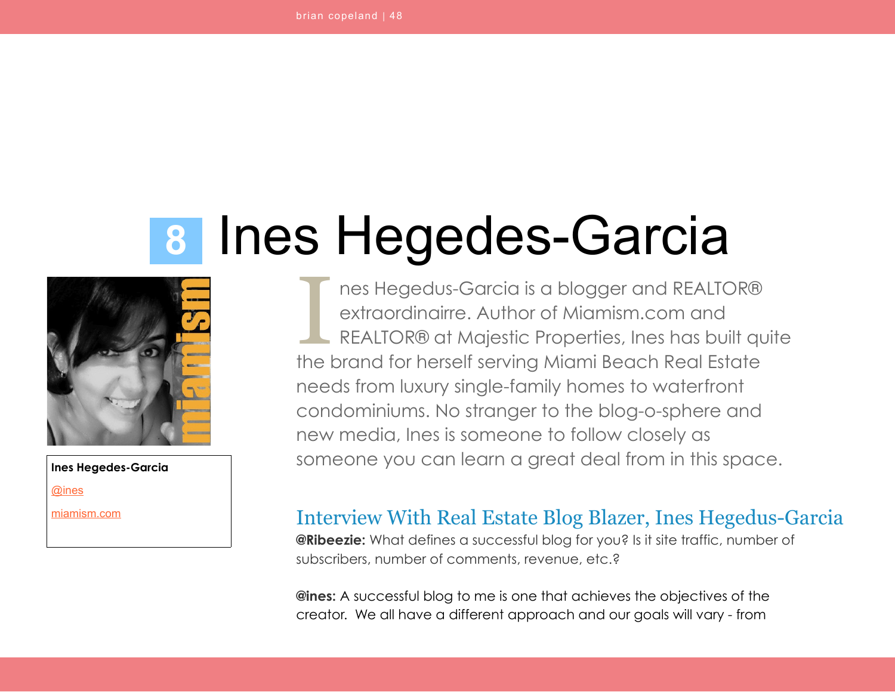# 8 Ines Hegedes-Garcia

**Ines Hegedes-Garcia**

@ines

miamism.com

Ines Hegedus-Garcia is a blogger and REALTOR® extraordinairre. Author of Miamism.com and REALTOR® at Majestic Properties, Ines has built quite the brand for herself serving Miami Beach Real Estate needs from luxury single-family homes to waterfront condominiums. No stranger to the blog-o-sphere and new media, Ines is someone to follow closely as someone you can learn a great deal from in this space.

## Interview With Real Estate Blog Blazer, Ines Hegedus-Garcia

**@Ribeezie:** What defines a successful blog for you? Is it site traffic, number of subscribers, number of comments, revenue, etc.?

**@ines:** A successful blog to me is one that achieves the objectives of the creator. We all have a different approach and our goals will vary - from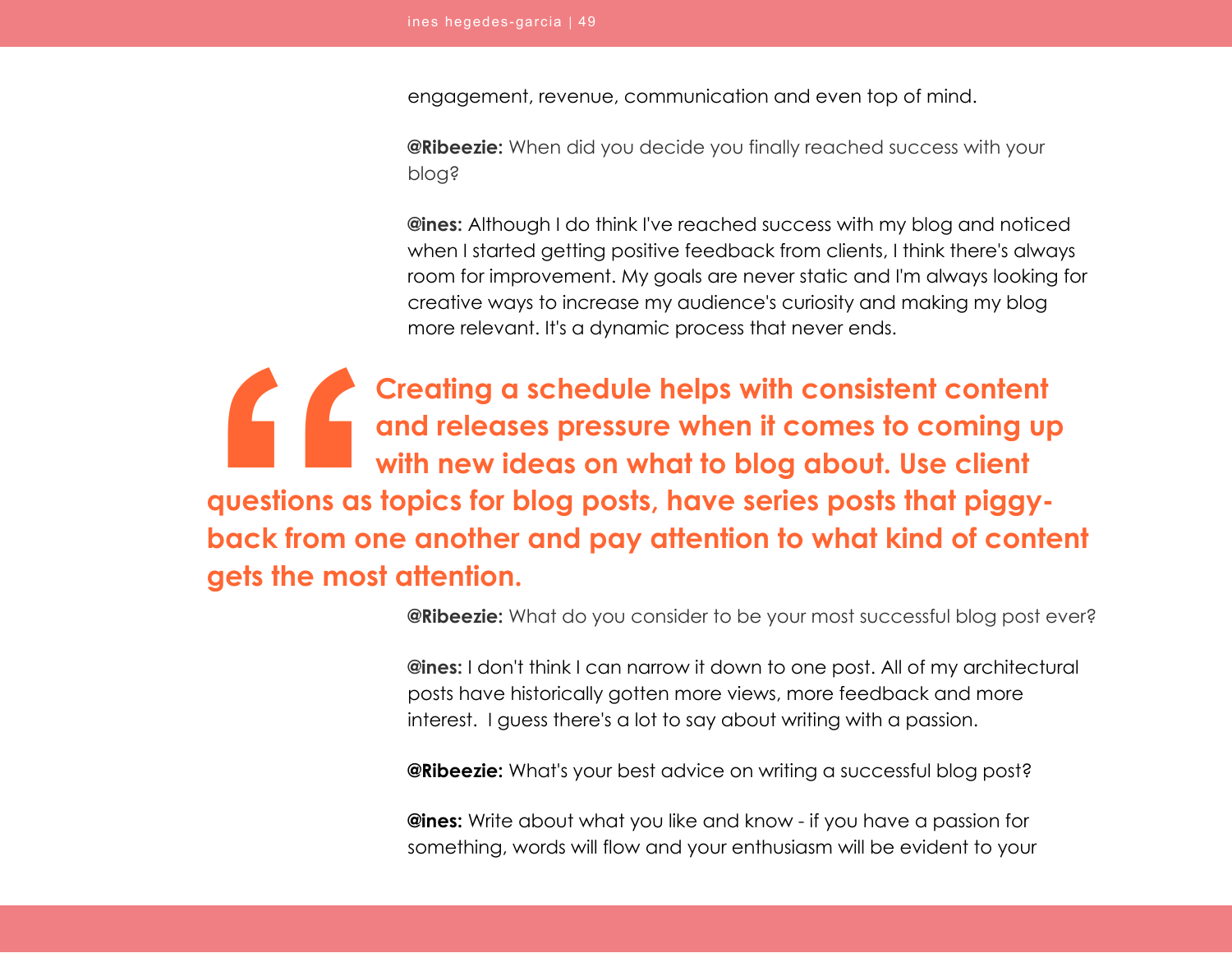engagement, revenue, communication and even top of mind.

**@Ribeezie:** When did you decide you finally reached success with your blog?

**@ines:** Although I do think I've reached success with my blog and noticed when I started getting positive feedback from clients, I think there's always room for improvement. My goals are never static and I'm always looking for creative ways to increase my audience's curiosity and making my blog more relevant. It's a dynamic process that never ends.

> **Creating a schedule helps with consistent content and releases pressure when it comes to coming up with new ideas on what to blog about. Use client questions as topics for blog posts, have series posts that piggy-back from one another and pay attention to what kind of content gets the most attention.**

**@Ribeezie:** What do you consider to be your most successful blog post ever?

**@ines:** I don't think I can narrow it down to one post. All of my architectural posts have historically gotten more views, more feedback and more interest. I guess there's a lot to say about writing with a passion.

**@Ribeezie:** What's your best advice on writing a successful blog post?

**@ines:** Write about what you like and know - if you have a passion for something, words will flow and your enthusiasm will be evident to your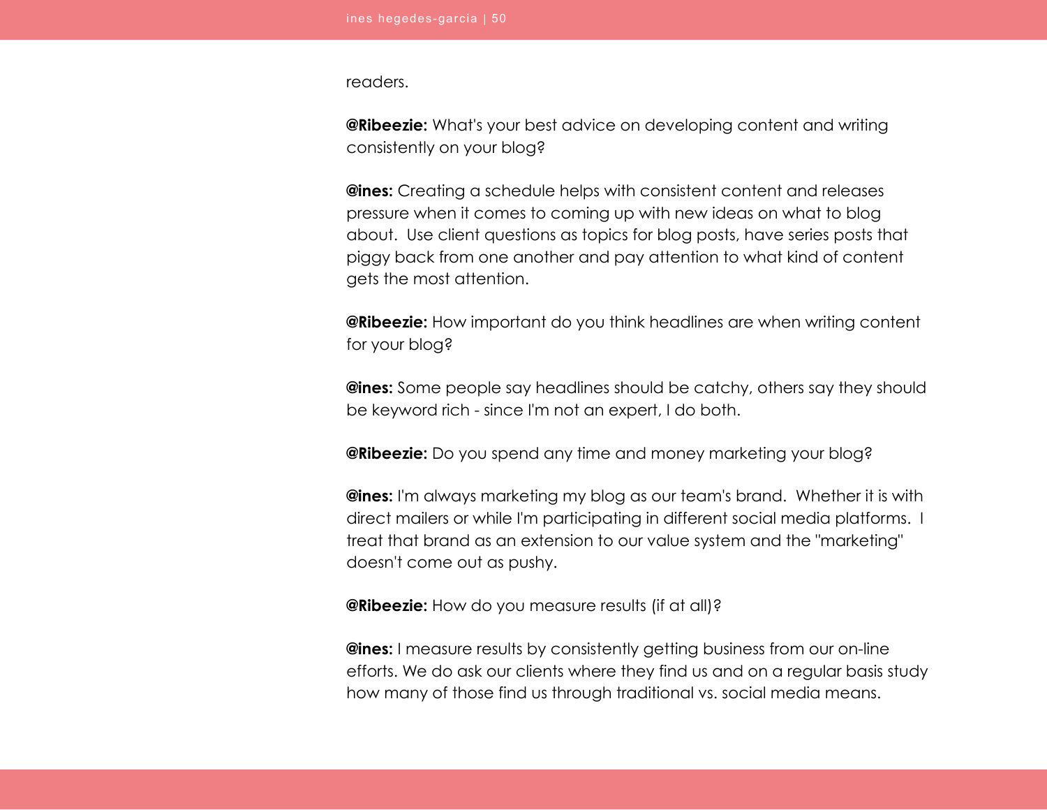readers.

**@Ribeezie:** What's your best advice on developing content and writing consistently on your blog?

**@ines:** Creating a schedule helps with consistent content and releases pressure when it comes to coming up with new ideas on what to blog about. Use client questions as topics for blog posts, have series posts that piggy back from one another and pay attention to what kind of content gets the most attention.

**@Ribeezie:** How important do you think headlines are when writing content for your blog?

**@ines:** Some people say headlines should be catchy, others say they should be keyword rich - since I'm not an expert, I do both.

**@Ribeezie:** Do you spend any time and money marketing your blog?

**@ines:** I'm always marketing my blog as our team's brand. Whether it is with direct mailers or while I'm participating in different social media platforms. I treat that brand as an extension to our value system and the "marketing" doesn't come out as pushy.

**@Ribeezie:** How do you measure results (if at all)?

**@ines:** I measure results by consistently getting business from our on-line efforts. We do ask our clients where they find us and on a regular basis study how many of those find us through traditional vs. social media means.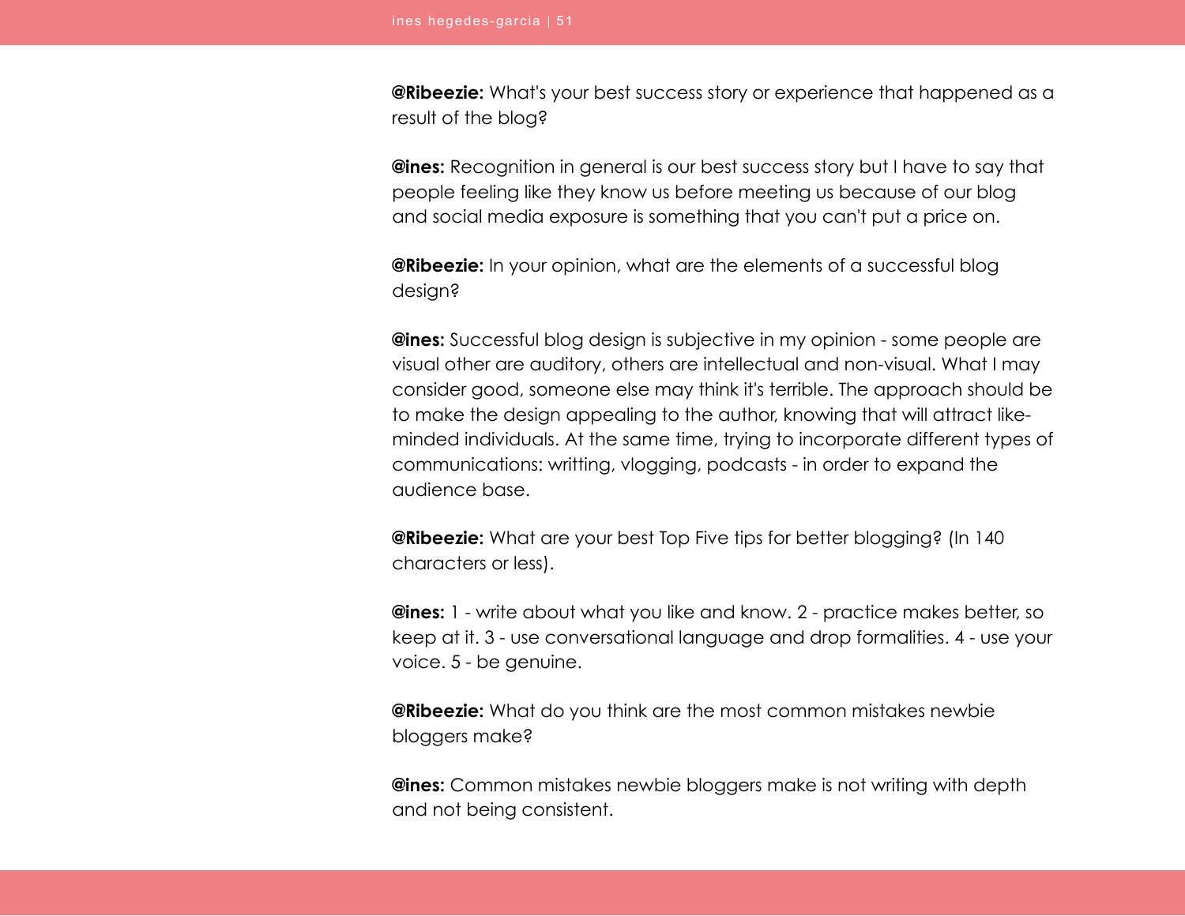**@Ribeezie:** What's your best success story or experience that happened as a result of the blog?

**@ines:** Recognition in general is our best success story but I have to say that people feeling like they know us before meeting us because of our blog and social media exposure is something that you can't put a price on.

**@Ribeezie:** In your opinion, what are the elements of a successful blog design?

**@ines:** Successful blog design is subjective in my opinion - some people are visual other are auditory, others are intellectual and non-visual. What I may consider good, someone else may think it's terrible. The approach should be to make the design appealing to the author, knowing that will attract like-minded individuals. At the same time, trying to incorporate different types of communications: writting, vlogging, podcasts - in order to expand the audience base.

**@Ribeezie:** What are your best Top Five tips for better blogging? (In 140 characters or less).

**@ines:** 1 - write about what you like and know. 2 - practice makes better, so keep at it. 3 - use conversational language and drop formalities. 4 - use your voice. 5 - be genuine.

**@Ribeezie:** What do you think are the most common mistakes newbie bloggers make?

**@ines:** Common mistakes newbie bloggers make is not writing with depth and not being consistent.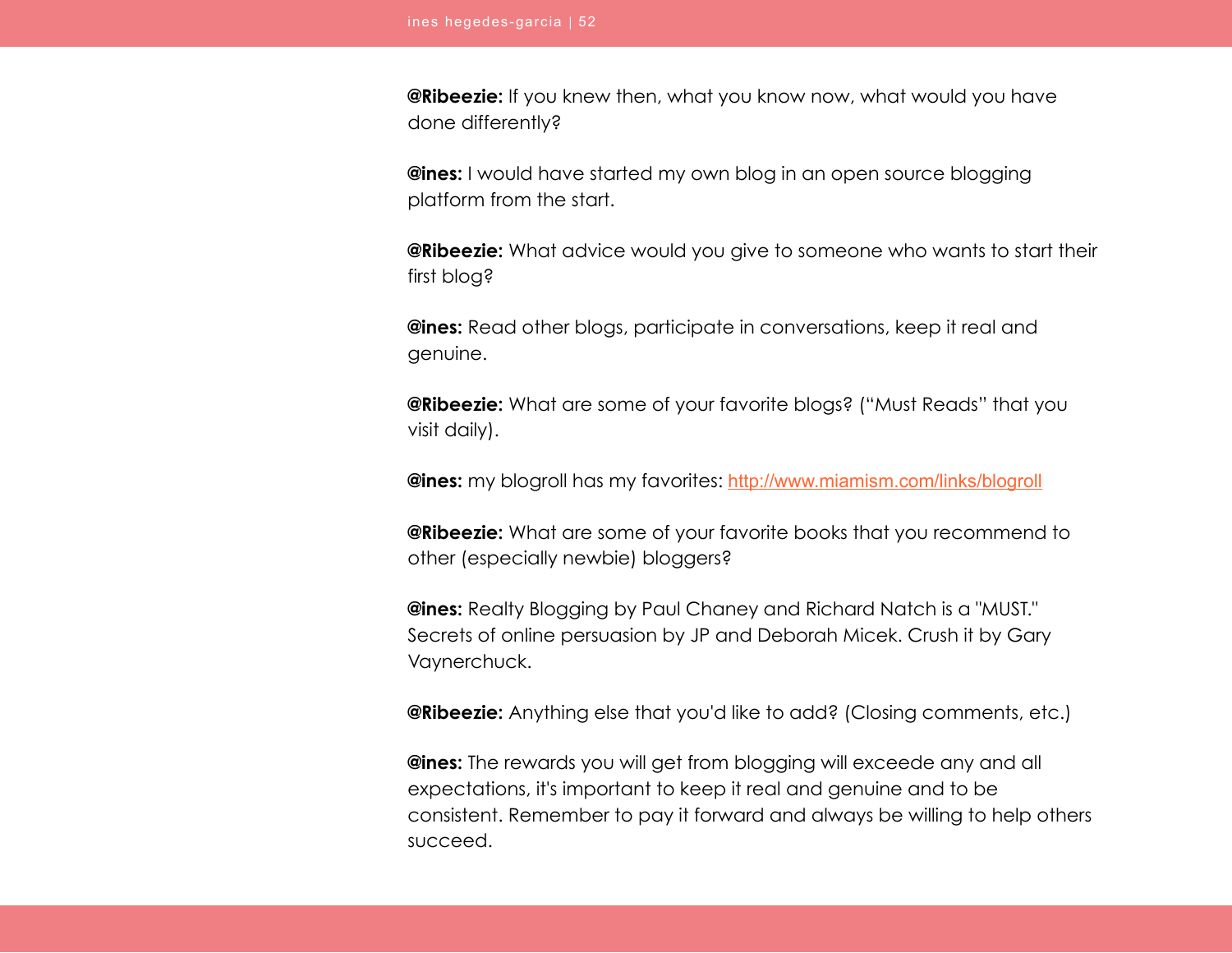**@Ribeezie:** If you knew then, what you know now, what would you have done differently?

**@ines:** I would have started my own blog in an open source blogging platform from the start.

**@Ribeezie:** What advice would you give to someone who wants to start their first blog?

**@ines:** Read other blogs, participate in conversations, keep it real and genuine.

**@Ribeezie:** What are some of your favorite blogs? ("Must Reads" that you visit daily).

**@ines:** my blogroll has my favorites: http://www.miamism.com/links/blogroll

**@Ribeezie:** What are some of your favorite books that you recommend to other (especially newbie) bloggers?

**@ines:** Realty Blogging by Paul Chaney and Richard Natch is a "MUST." Secrets of online persuasion by JP and Deborah Micek. Crush it by Gary Vaynerchuck.

**@Ribeezie:** Anything else that you'd like to add? (Closing comments, etc.)

**@ines:** The rewards you will get from blogging will exceede any and all expectations, it's important to keep it real and genuine and to be consistent. Remember to pay it forward and always be willing to help others succeed.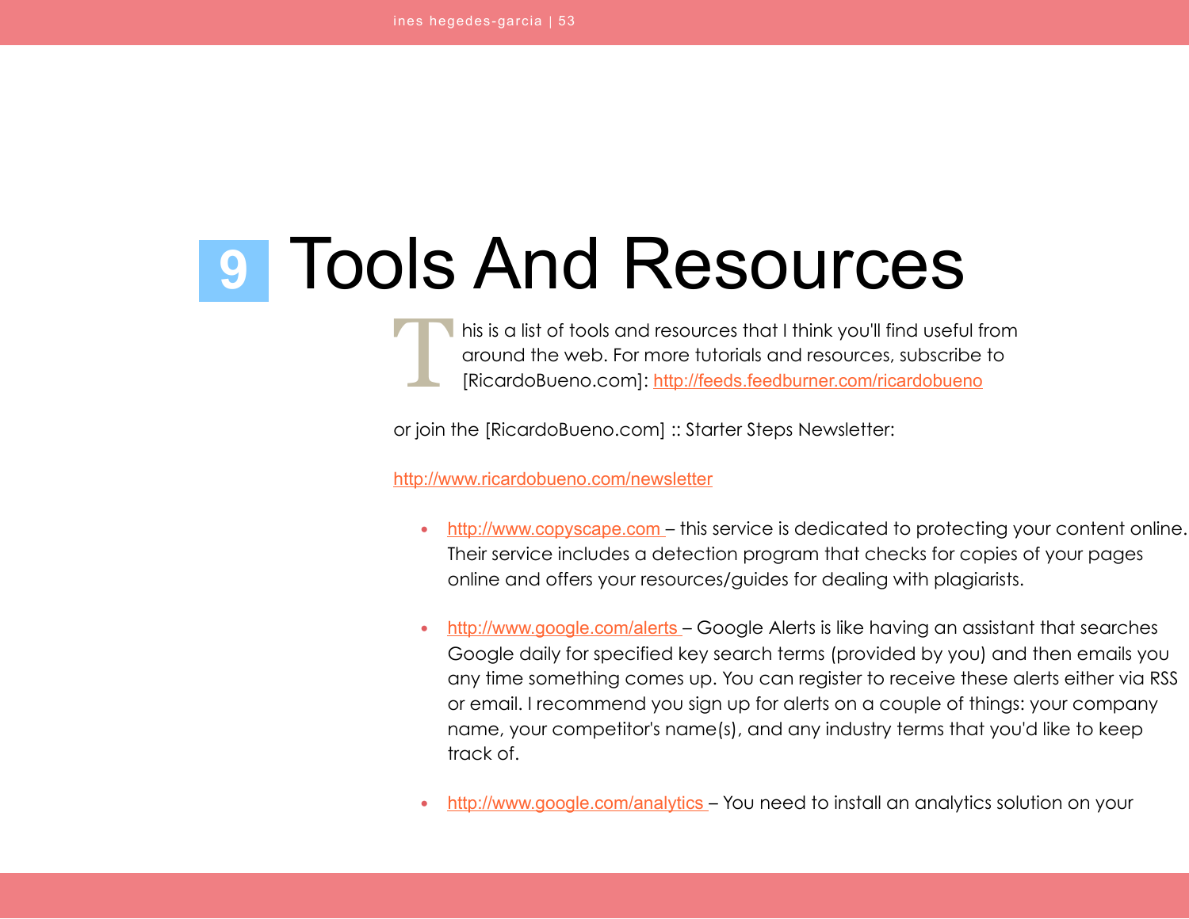# 9 Tools And Resources

This is a list of tools and resources that I think you'll find useful from around the web. For more tutorials and resources, subscribe to [RicardoBueno.com]: http://feeds.feedburner.com/ricardobueno

or join the [RicardoBueno.com] :: Starter Steps Newsletter:

http://www.ricardobueno.com/newsletter

- http://www.copyscape.com – this service is dedicated to protecting your content online. Their service includes a detection program that checks for copies of your pages online and offers your resources/guides for dealing with plagiarists.

- http://www.google.com/alerts – Google Alerts is like having an assistant that searches Google daily for specified key search terms (provided by you) and then emails you any time something comes up. You can register to receive these alerts either via RSS or email. I recommend you sign up for alerts on a couple of things: your company name, your competitor's name(s), and any industry terms that you'd like to keep track of.

- http://www.google.com/analytics – You need to install an analytics solution on your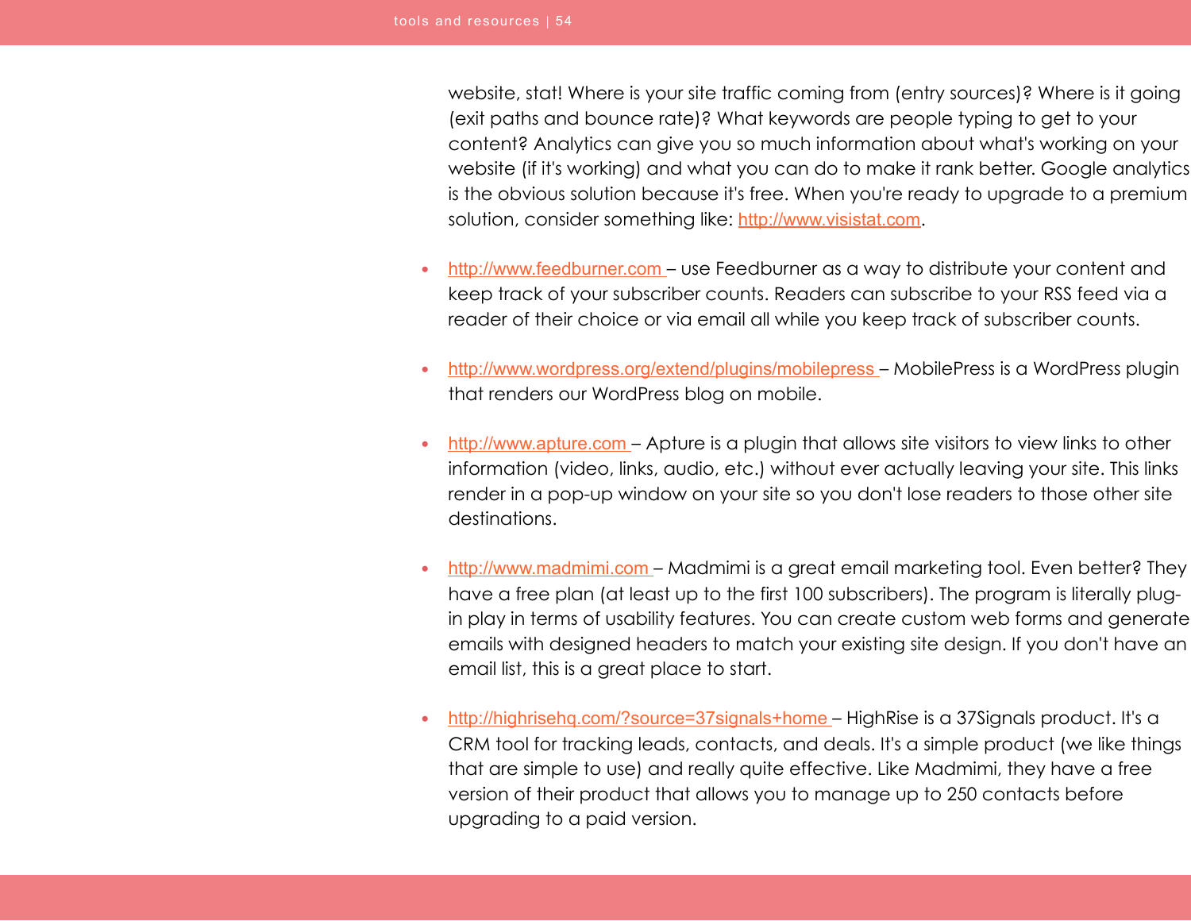website, stat! Where is your site traffic coming from (entry sources)? Where is it going (exit paths and bounce rate)? What keywords are people typing to get to your content? Analytics can give you so much information about what's working on your website (if it's working) and what you can do to make it rank better. Google analytics is the obvious solution because it's free. When you're ready to upgrade to a premium solution, consider something like: http://www.visistat.com.

- http://www.feedburner.com – use Feedburner as a way to distribute your content and keep track of your subscriber counts. Readers can subscribe to your RSS feed via a reader of their choice or via email all while you keep track of subscriber counts.

- http://www.wordpress.org/extend/plugins/mobilepress – MobilePress is a WordPress plugin that renders our WordPress blog on mobile.

- http://www.apture.com – Apture is a plugin that allows site visitors to view links to other information (video, links, audio, etc.) without ever actually leaving your site. This links render in a pop-up window on your site so you don't lose readers to those other site destinations.

- http://www.madmimi.com – Madmimi is a great email marketing tool. Even better? They have a free plan (at least up to the first 100 subscribers). The program is literally plug-in play in terms of usability features. You can create custom web forms and generate emails with designed headers to match your existing site design. If you don't have an email list, this is a great place to start.

- http://highrisehq.com/?source=37signals+home – HighRise is a 37Signals product. It's a CRM tool for tracking leads, contacts, and deals. It's a simple product (we like things that are simple to use) and really quite effective. Like Madmimi, they have a free version of their product that allows you to manage up to 250 contacts before upgrading to a paid version.